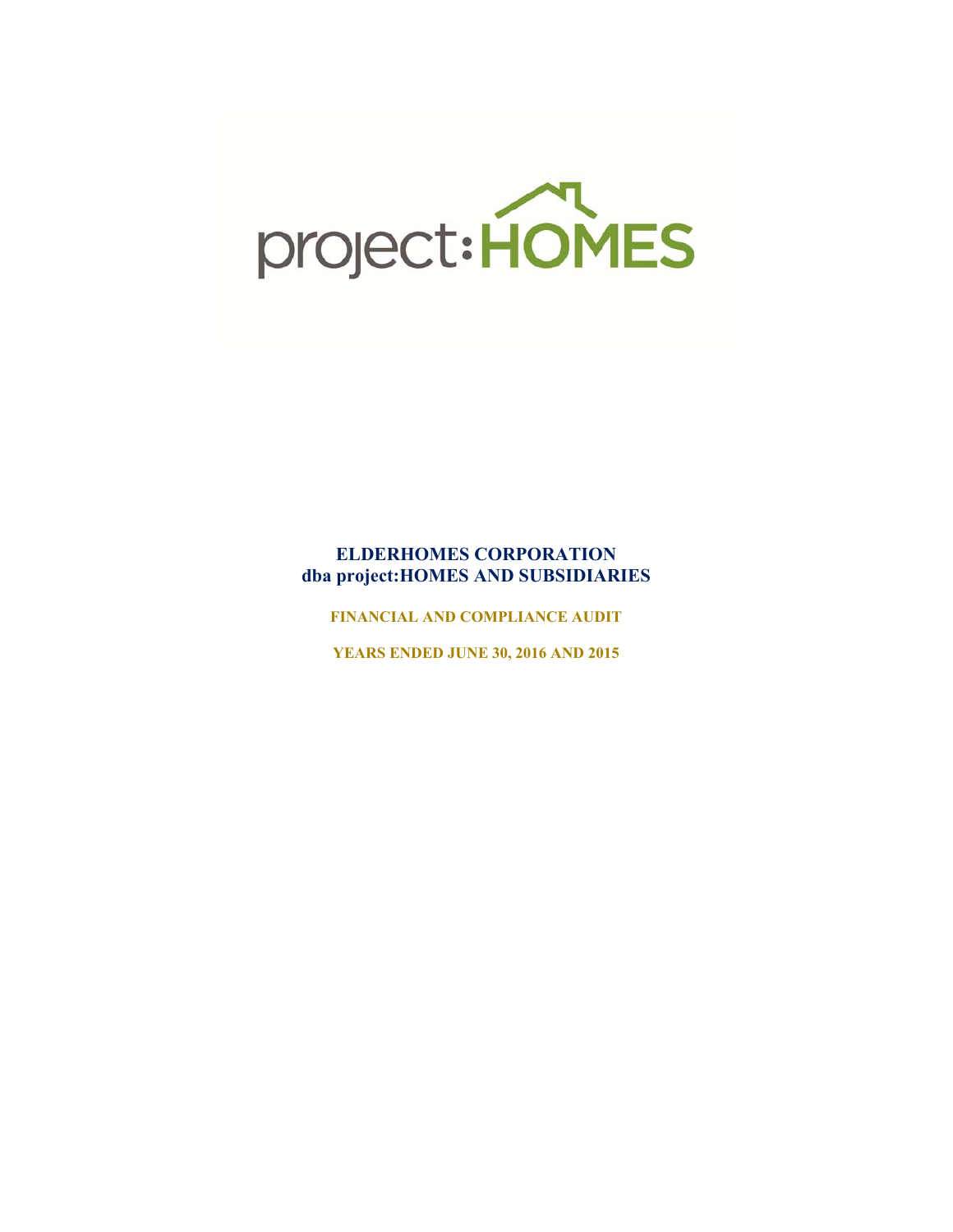project:HOMES

# ELDERHOMES CORPORATION
# dba project:HOMES AND SUBSIDIARIES

**FINANCIAL AND COMPLIANCE AUDIT**

**YEARS ENDED JUNE 30, 2016 AND 2015**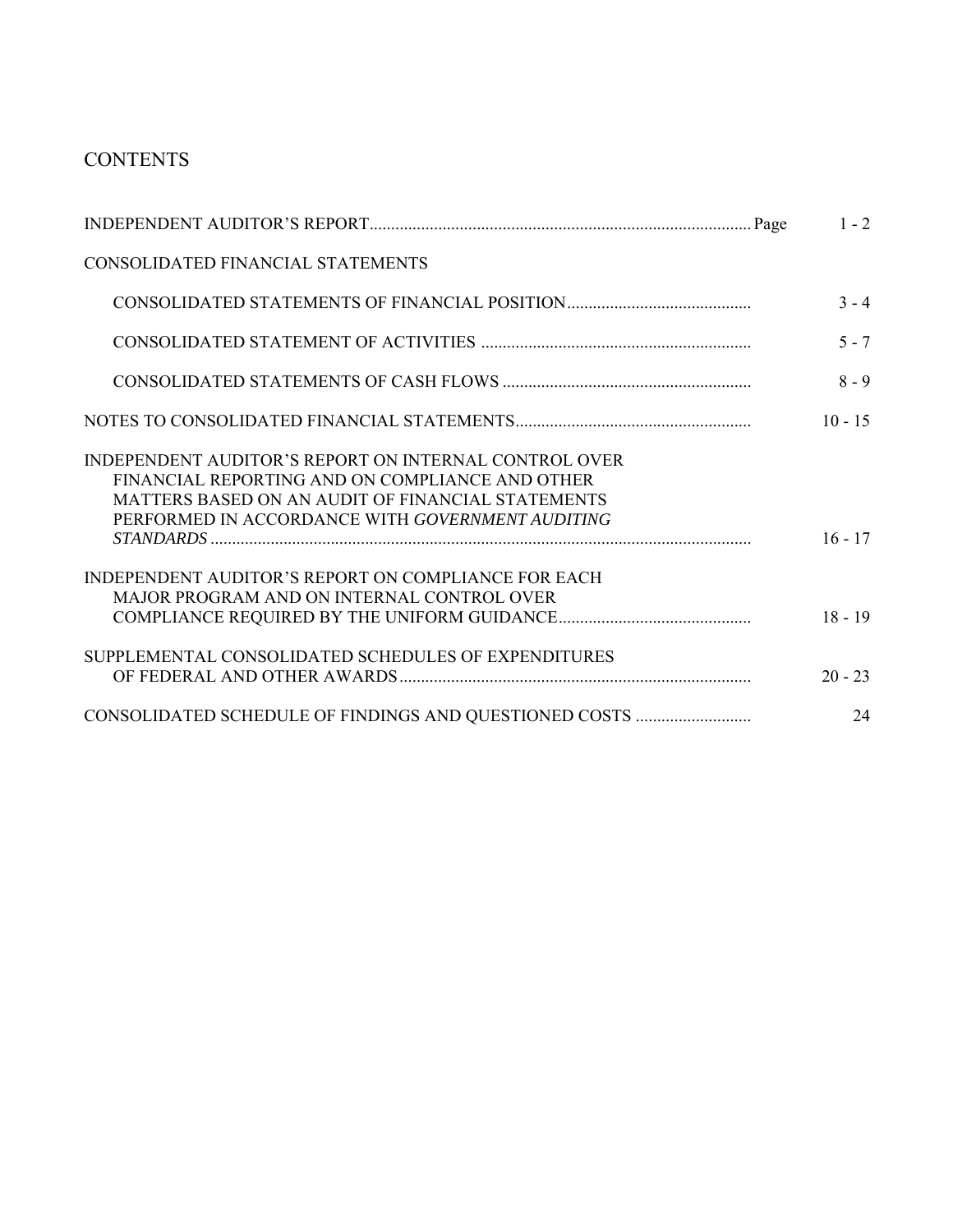# CONTENTS

| | Page |
|---|---|
| INDEPENDENT AUDITOR'S REPORT | 1 - 2 |
| CONSOLIDATED FINANCIAL STATEMENTS | |
| CONSOLIDATED STATEMENTS OF FINANCIAL POSITION | 3 - 4 |
| CONSOLIDATED STATEMENT OF ACTIVITIES | 5 - 7 |
| CONSOLIDATED STATEMENTS OF CASH FLOWS | 8 - 9 |
| NOTES TO CONSOLIDATED FINANCIAL STATEMENTS | 10 - 15 |
| INDEPENDENT AUDITOR'S REPORT ON INTERNAL CONTROL OVER FINANCIAL REPORTING AND ON COMPLIANCE AND OTHER MATTERS BASED ON AN AUDIT OF FINANCIAL STATEMENTS PERFORMED IN ACCORDANCE WITH *GOVERNMENT AUDITING STANDARDS* | 16 - 17 |
| INDEPENDENT AUDITOR'S REPORT ON COMPLIANCE FOR EACH MAJOR PROGRAM AND ON INTERNAL CONTROL OVER COMPLIANCE REQUIRED BY THE UNIFORM GUIDANCE | 18 - 19 |
| SUPPLEMENTAL CONSOLIDATED SCHEDULES OF EXPENDITURES OF FEDERAL AND OTHER AWARDS | 20 - 23 |
| CONSOLIDATED SCHEDULE OF FINDINGS AND QUESTIONED COSTS | 24 |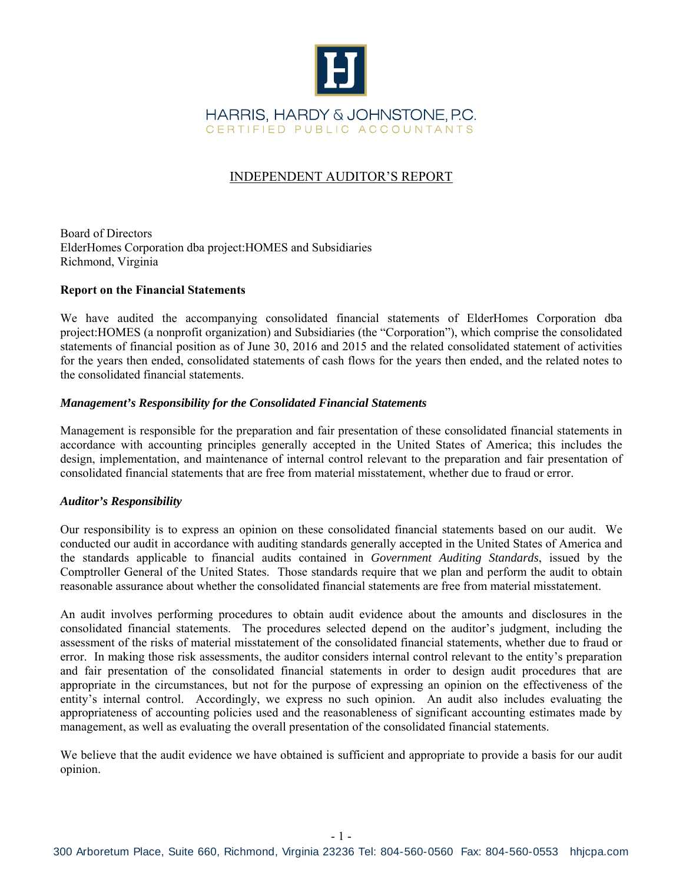HARRIS, HARDY & JOHNSTONE, P.C.
CERTIFIED PUBLIC ACCOUNTANTS

# INDEPENDENT AUDITOR'S REPORT

Board of Directors
ElderHomes Corporation dba project:HOMES and Subsidiaries
Richmond, Virginia

**Report on the Financial Statements**

We have audited the accompanying consolidated financial statements of ElderHomes Corporation dba project:HOMES (a nonprofit organization) and Subsidiaries (the "Corporation"), which comprise the consolidated statements of financial position as of June 30, 2016 and 2015 and the related consolidated statement of activities for the years then ended, consolidated statements of cash flows for the years then ended, and the related notes to the consolidated financial statements.

***Management's Responsibility for the Consolidated Financial Statements***

Management is responsible for the preparation and fair presentation of these consolidated financial statements in accordance with accounting principles generally accepted in the United States of America; this includes the design, implementation, and maintenance of internal control relevant to the preparation and fair presentation of consolidated financial statements that are free from material misstatement, whether due to fraud or error.

***Auditor's Responsibility***

Our responsibility is to express an opinion on these consolidated financial statements based on our audit. We conducted our audit in accordance with auditing standards generally accepted in the United States of America and the standards applicable to financial audits contained in *Government Auditing Standards*, issued by the Comptroller General of the United States. Those standards require that we plan and perform the audit to obtain reasonable assurance about whether the consolidated financial statements are free from material misstatement.

An audit involves performing procedures to obtain audit evidence about the amounts and disclosures in the consolidated financial statements. The procedures selected depend on the auditor's judgment, including the assessment of the risks of material misstatement of the consolidated financial statements, whether due to fraud or error. In making those risk assessments, the auditor considers internal control relevant to the entity's preparation and fair presentation of the consolidated financial statements in order to design audit procedures that are appropriate in the circumstances, but not for the purpose of expressing an opinion on the effectiveness of the entity's internal control. Accordingly, we express no such opinion. An audit also includes evaluating the appropriateness of accounting policies used and the reasonableness of significant accounting estimates made by management, as well as evaluating the overall presentation of the consolidated financial statements.

We believe that the audit evidence we have obtained is sufficient and appropriate to provide a basis for our audit opinion.

300 Arboretum Place, Suite 660, Richmond, Virginia 23236 Tel: 804-560-0560 Fax: 804-560-0553 hhjcpa.com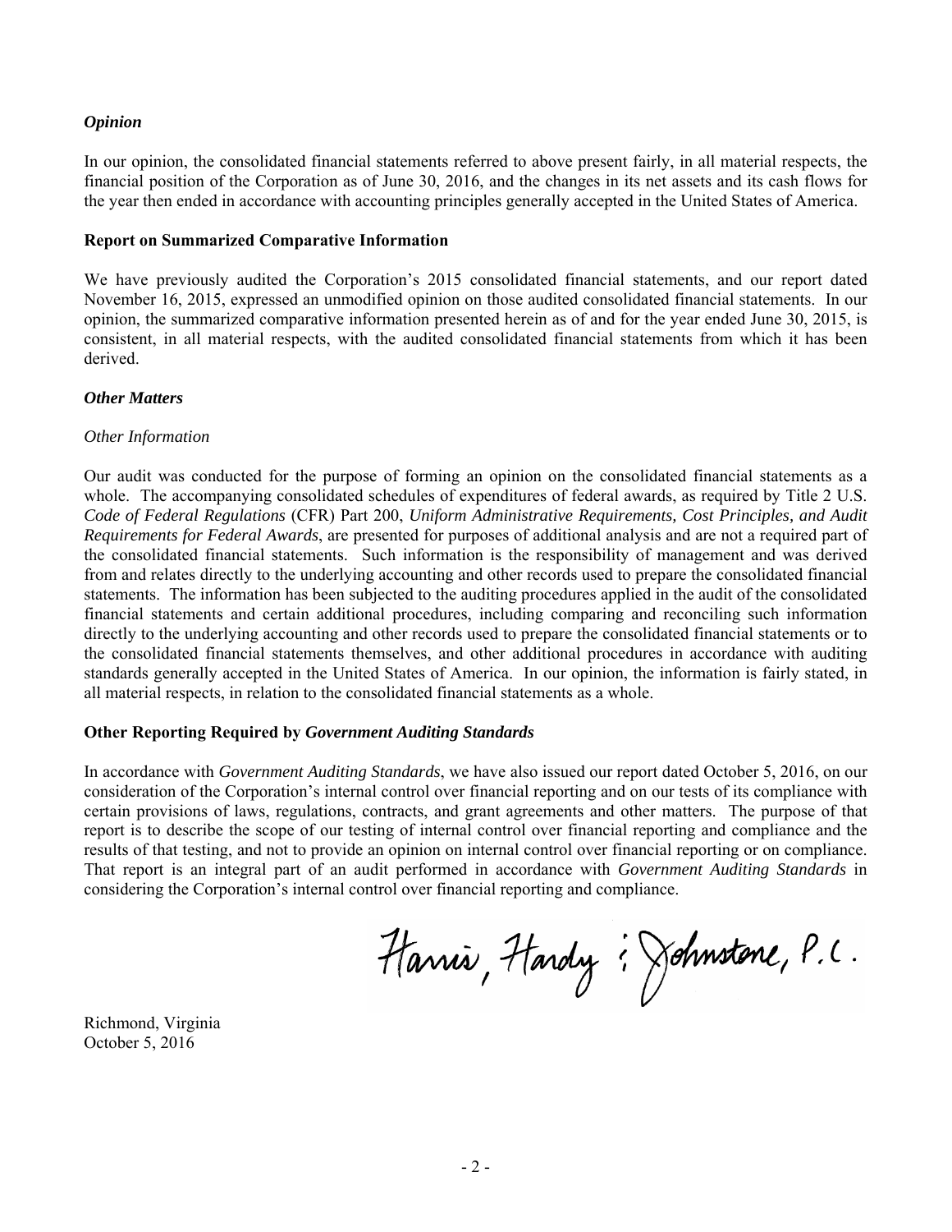### *Opinion*

In our opinion, the consolidated financial statements referred to above present fairly, in all material respects, the financial position of the Corporation as of June 30, 2016, and the changes in its net assets and its cash flows for the year then ended in accordance with accounting principles generally accepted in the United States of America.

### Report on Summarized Comparative Information

We have previously audited the Corporation's 2015 consolidated financial statements, and our report dated November 16, 2015, expressed an unmodified opinion on those audited consolidated financial statements. In our opinion, the summarized comparative information presented herein as of and for the year ended June 30, 2015, is consistent, in all material respects, with the audited consolidated financial statements from which it has been derived.

### *Other Matters*

*Other Information*

Our audit was conducted for the purpose of forming an opinion on the consolidated financial statements as a whole. The accompanying consolidated schedules of expenditures of federal awards, as required by Title 2 U.S. *Code of Federal Regulations* (CFR) Part 200, *Uniform Administrative Requirements, Cost Principles, and Audit Requirements for Federal Awards*, are presented for purposes of additional analysis and are not a required part of the consolidated financial statements. Such information is the responsibility of management and was derived from and relates directly to the underlying accounting and other records used to prepare the consolidated financial statements. The information has been subjected to the auditing procedures applied in the audit of the consolidated financial statements and certain additional procedures, including comparing and reconciling such information directly to the underlying accounting and other records used to prepare the consolidated financial statements or to the consolidated financial statements themselves, and other additional procedures in accordance with auditing standards generally accepted in the United States of America. In our opinion, the information is fairly stated, in all material respects, in relation to the consolidated financial statements as a whole.

### Other Reporting Required by *Government Auditing Standards*

In accordance with *Government Auditing Standards*, we have also issued our report dated October 5, 2016, on our consideration of the Corporation's internal control over financial reporting and on our tests of its compliance with certain provisions of laws, regulations, contracts, and grant agreements and other matters. The purpose of that report is to describe the scope of our testing of internal control over financial reporting and compliance and the results of that testing, and not to provide an opinion on internal control over financial reporting or on compliance. That report is an integral part of an audit performed in accordance with *Government Auditing Standards* in considering the Corporation's internal control over financial reporting and compliance.

Harris, Hardy & Johnstone, P.C.

Richmond, Virginia
October 5, 2016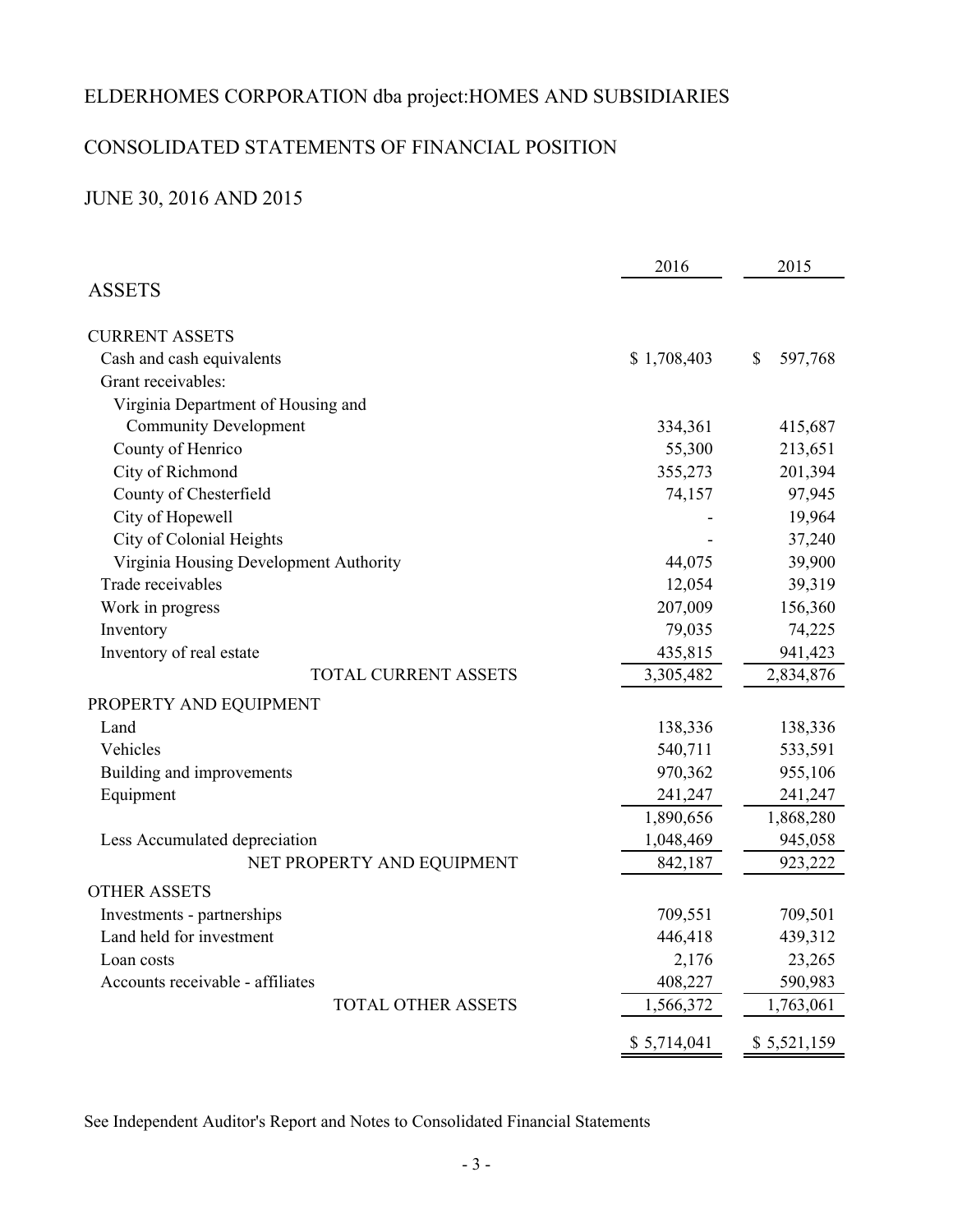# ELDERHOMES CORPORATION dba project:HOMES AND SUBSIDIARIES

## CONSOLIDATED STATEMENTS OF FINANCIAL POSITION

## JUNE 30, 2016 AND 2015

| | 2016 | 2015 |
|---|---|---|
| **ASSETS** | | |
| CURRENT ASSETS | | |
| Cash and cash equivalents | $ 1,708,403 | $ 597,768 |
| Grant receivables: | | |
| Virginia Department of Housing and Community Development | 334,361 | 415,687 |
| County of Henrico | 55,300 | 213,651 |
| City of Richmond | 355,273 | 201,394 |
| County of Chesterfield | 74,157 | 97,945 |
| City of Hopewell | - | 19,964 |
| City of Colonial Heights | - | 37,240 |
| Virginia Housing Development Authority | 44,075 | 39,900 |
| Trade receivables | 12,054 | 39,319 |
| Work in progress | 207,009 | 156,360 |
| Inventory | 79,035 | 74,225 |
| Inventory of real estate | 435,815 | 941,423 |
| TOTAL CURRENT ASSETS | 3,305,482 | 2,834,876 |
| PROPERTY AND EQUIPMENT | | |
| Land | 138,336 | 138,336 |
| Vehicles | 540,711 | 533,591 |
| Building and improvements | 970,362 | 955,106 |
| Equipment | 241,247 | 241,247 |
| | 1,890,656 | 1,868,280 |
| Less Accumulated depreciation | 1,048,469 | 945,058 |
| NET PROPERTY AND EQUIPMENT | 842,187 | 923,222 |
| OTHER ASSETS | | |
| Investments - partnerships | 709,551 | 709,501 |
| Land held for investment | 446,418 | 439,312 |
| Loan costs | 2,176 | 23,265 |
| Accounts receivable - affiliates | 408,227 | 590,983 |
| TOTAL OTHER ASSETS | 1,566,372 | 1,763,061 |
| | $ 5,714,041 | $ 5,521,159 |

See Independent Auditor's Report and Notes to Consolidated Financial Statements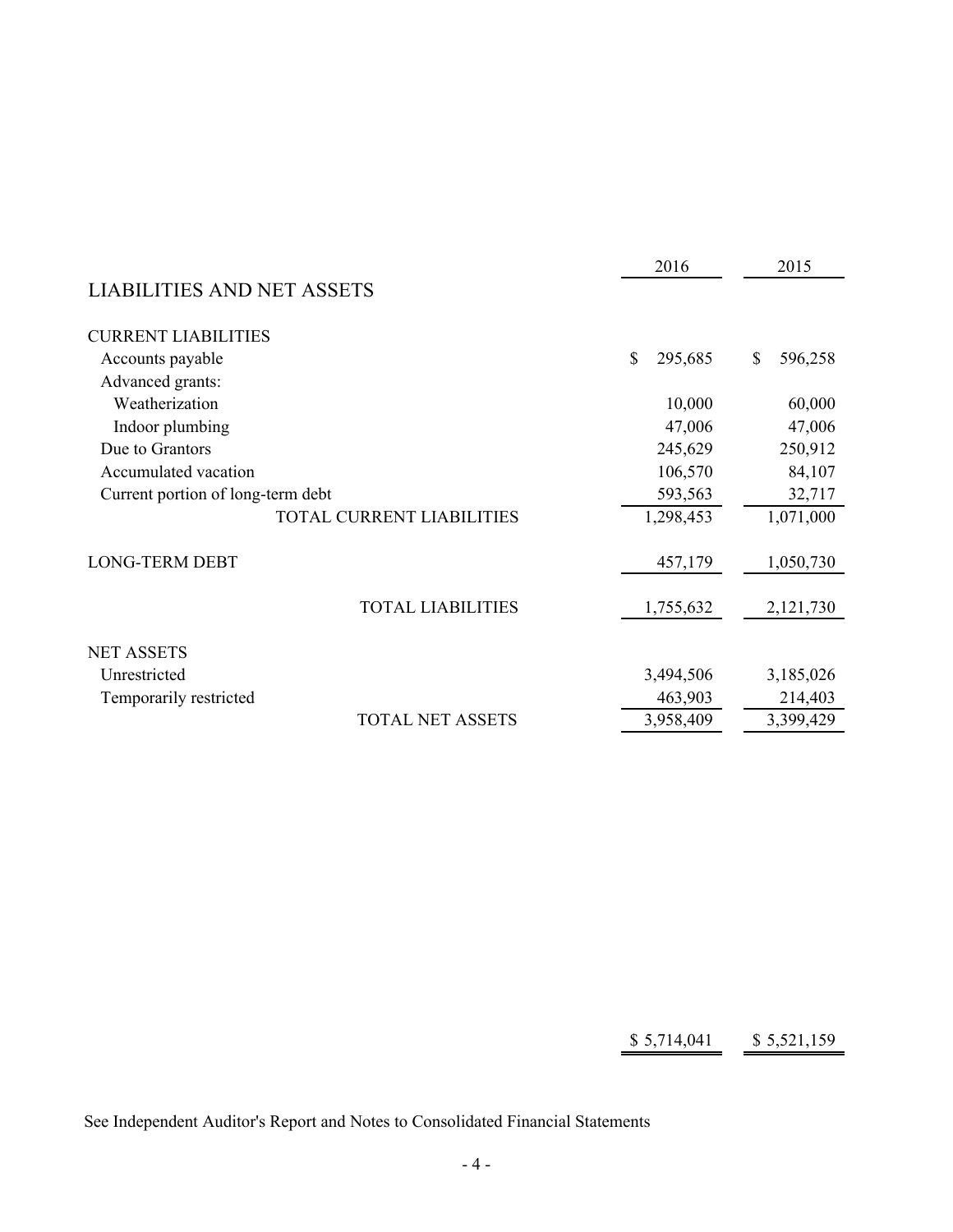| | 2016 | 2015 |
|---|---|---|
| **LIABILITIES AND NET ASSETS** | | |
| CURRENT LIABILITIES | | |
| Accounts payable | $ 295,685 | $ 596,258 |
| Advanced grants: | | |
| Weatherization | 10,000 | 60,000 |
| Indoor plumbing | 47,006 | 47,006 |
| Due to Grantors | 245,629 | 250,912 |
| Accumulated vacation | 106,570 | 84,107 |
| Current portion of long-term debt | 593,563 | 32,717 |
| TOTAL CURRENT LIABILITIES | 1,298,453 | 1,071,000 |
| LONG-TERM DEBT | 457,179 | 1,050,730 |
| TOTAL LIABILITIES | 1,755,632 | 2,121,730 |
| NET ASSETS | | |
| Unrestricted | 3,494,506 | 3,185,026 |
| Temporarily restricted | 463,903 | 214,403 |
| TOTAL NET ASSETS | 3,958,409 | 3,399,429 |
| | $ 5,714,041 | $ 5,521,159 |

See Independent Auditor's Report and Notes to Consolidated Financial Statements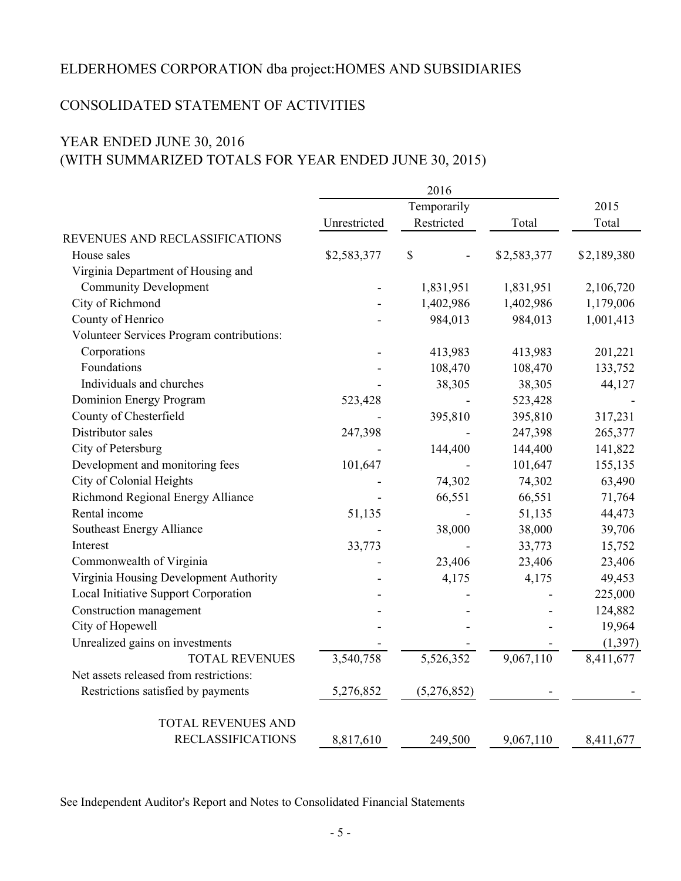# ELDERHOMES CORPORATION dba project:HOMES AND SUBSIDIARIES

## CONSOLIDATED STATEMENT OF ACTIVITIES

## YEAR ENDED JUNE 30, 2016
## (WITH SUMMARIZED TOTALS FOR YEAR ENDED JUNE 30, 2015)

| | 2016 | | | 2015 |
|---|---|---|---|---|
| | Unrestricted | Temporarily Restricted | Total | Total |
| REVENUES AND RECLASSIFICATIONS | | | | |
| House sales | $2,583,377 | $ - | $2,583,377 | $2,189,380 |
| Virginia Department of Housing and Community Development | - | 1,831,951 | 1,831,951 | 2,106,720 |
| City of Richmond | - | 1,402,986 | 1,402,986 | 1,179,006 |
| County of Henrico | - | 984,013 | 984,013 | 1,001,413 |
| Volunteer Services Program contributions: | | | | |
| Corporations | - | 413,983 | 413,983 | 201,221 |
| Foundations | - | 108,470 | 108,470 | 133,752 |
| Individuals and churches | - | 38,305 | 38,305 | 44,127 |
| Dominion Energy Program | 523,428 | - | 523,428 | - |
| County of Chesterfield | - | 395,810 | 395,810 | 317,231 |
| Distributor sales | 247,398 | - | 247,398 | 265,377 |
| City of Petersburg | - | 144,400 | 144,400 | 141,822 |
| Development and monitoring fees | 101,647 | - | 101,647 | 155,135 |
| City of Colonial Heights | - | 74,302 | 74,302 | 63,490 |
| Richmond Regional Energy Alliance | - | 66,551 | 66,551 | 71,764 |
| Rental income | 51,135 | - | 51,135 | 44,473 |
| Southeast Energy Alliance | - | 38,000 | 38,000 | 39,706 |
| Interest | 33,773 | - | 33,773 | 15,752 |
| Commonwealth of Virginia | - | 23,406 | 23,406 | 23,406 |
| Virginia Housing Development Authority | - | 4,175 | 4,175 | 49,453 |
| Local Initiative Support Corporation | - | - | - | 225,000 |
| Construction management | - | - | - | 124,882 |
| City of Hopewell | - | - | - | 19,964 |
| Unrealized gains on investments | - | - | - | (1,397) |
| TOTAL REVENUES | 3,540,758 | 5,526,352 | 9,067,110 | 8,411,677 |
| Net assets released from restrictions: | | | | |
| Restrictions satisfied by payments | 5,276,852 | (5,276,852) | - | - |
| TOTAL REVENUES AND RECLASSIFICATIONS | 8,817,610 | 249,500 | 9,067,110 | 8,411,677 |

See Independent Auditor's Report and Notes to Consolidated Financial Statements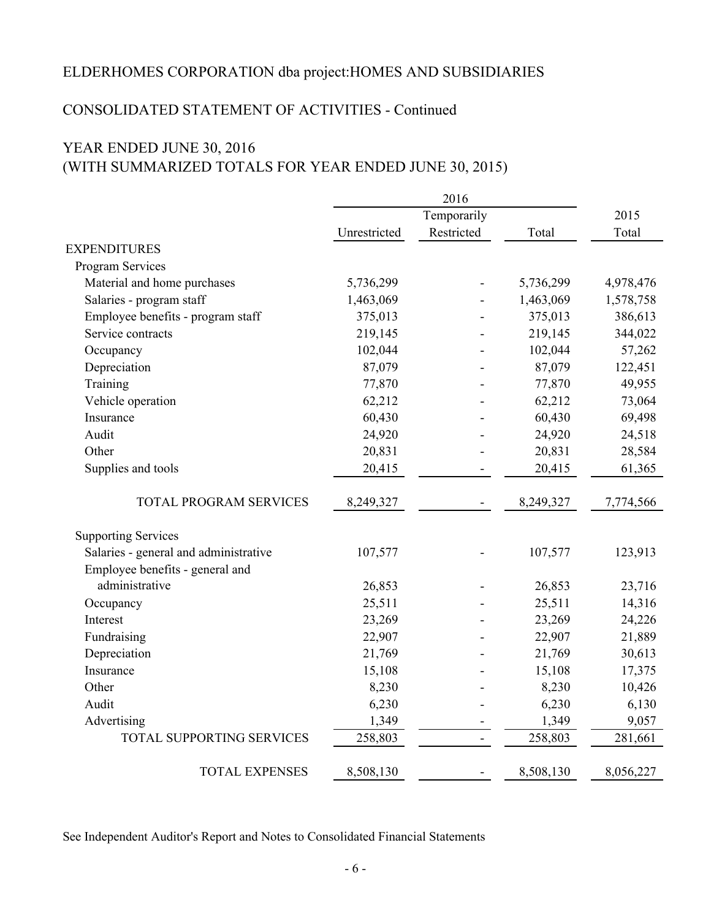# ELDERHOMES CORPORATION dba project:HOMES AND SUBSIDIARIES

## CONSOLIDATED STATEMENT OF ACTIVITIES - Continued

## YEAR ENDED JUNE 30, 2016
## (WITH SUMMARIZED TOTALS FOR YEAR ENDED JUNE 30, 2015)

| | 2016 | | | 2015 |
|---|---|---|---|---|
| | Unrestricted | Temporarily Restricted | Total | Total |
| **EXPENDITURES** | | | | |
| Program Services | | | | |
| Material and home purchases | 5,736,299 | - | 5,736,299 | 4,978,476 |
| Salaries - program staff | 1,463,069 | - | 1,463,069 | 1,578,758 |
| Employee benefits - program staff | 375,013 | - | 375,013 | 386,613 |
| Service contracts | 219,145 | - | 219,145 | 344,022 |
| Occupancy | 102,044 | - | 102,044 | 57,262 |
| Depreciation | 87,079 | - | 87,079 | 122,451 |
| Training | 77,870 | - | 77,870 | 49,955 |
| Vehicle operation | 62,212 | - | 62,212 | 73,064 |
| Insurance | 60,430 | - | 60,430 | 69,498 |
| Audit | 24,920 | - | 24,920 | 24,518 |
| Other | 20,831 | - | 20,831 | 28,584 |
| Supplies and tools | 20,415 | - | 20,415 | 61,365 |
| TOTAL PROGRAM SERVICES | 8,249,327 | - | 8,249,327 | 7,774,566 |
| Supporting Services | | | | |
| Salaries - general and administrative | 107,577 | - | 107,577 | 123,913 |
| Employee benefits - general and administrative | 26,853 | - | 26,853 | 23,716 |
| Occupancy | 25,511 | - | 25,511 | 14,316 |
| Interest | 23,269 | - | 23,269 | 24,226 |
| Fundraising | 22,907 | - | 22,907 | 21,889 |
| Depreciation | 21,769 | - | 21,769 | 30,613 |
| Insurance | 15,108 | - | 15,108 | 17,375 |
| Other | 8,230 | - | 8,230 | 10,426 |
| Audit | 6,230 | - | 6,230 | 6,130 |
| Advertising | 1,349 | - | 1,349 | 9,057 |
| TOTAL SUPPORTING SERVICES | 258,803 | - | 258,803 | 281,661 |
| TOTAL EXPENSES | 8,508,130 | - | 8,508,130 | 8,056,227 |

See Independent Auditor's Report and Notes to Consolidated Financial Statements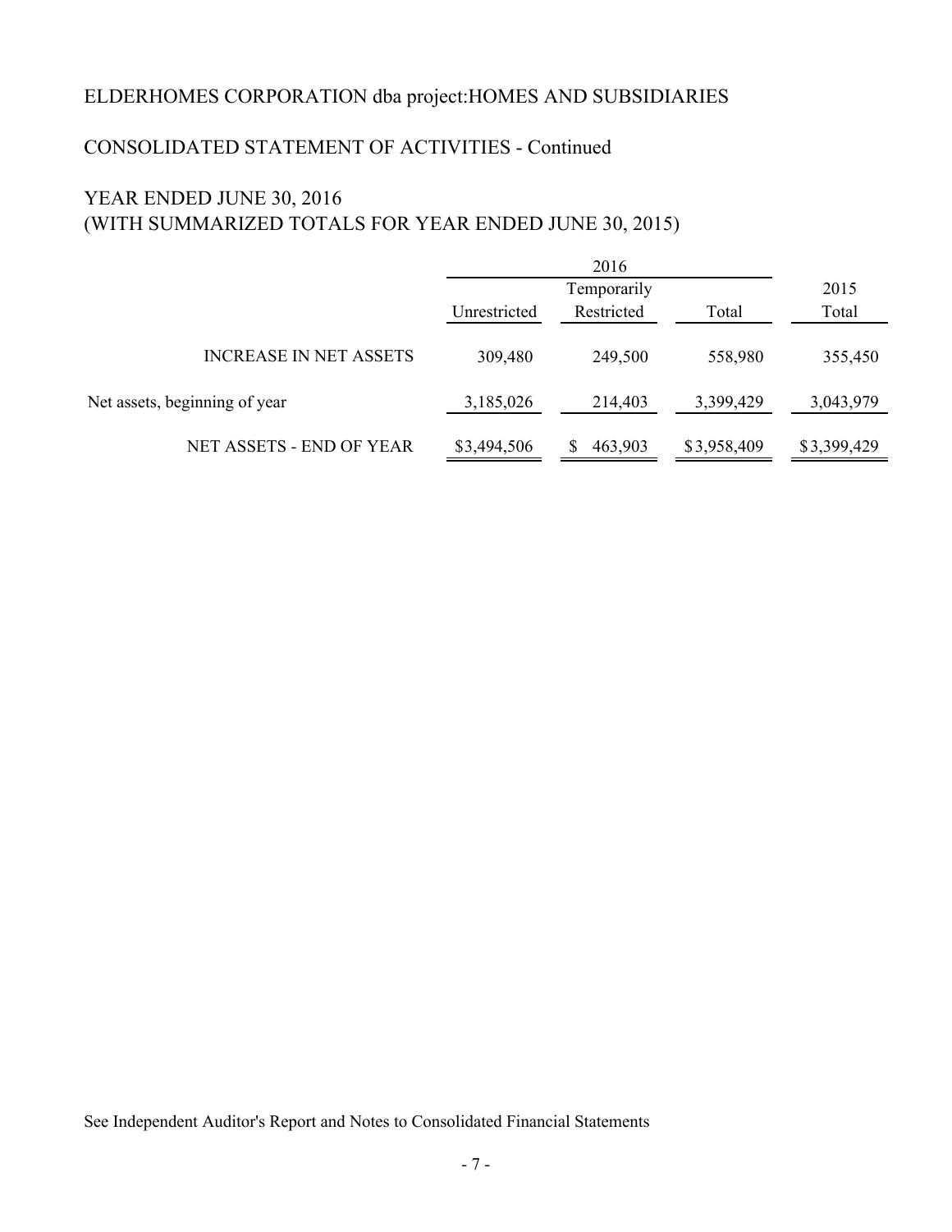ELDERHOMES CORPORATION dba project:HOMES AND SUBSIDIARIES

CONSOLIDATED STATEMENT OF ACTIVITIES - Continued

YEAR ENDED JUNE 30, 2016
(WITH SUMMARIZED TOTALS FOR YEAR ENDED JUNE 30, 2015)

| | 2016 | | | 2015 |
|---|---|---|---|---|
| | Unrestricted | Temporarily Restricted | Total | Total |
| INCREASE IN NET ASSETS | 309,480 | 249,500 | 558,980 | 355,450 |
| Net assets, beginning of year | 3,185,026 | 214,403 | 3,399,429 | 3,043,979 |
| NET ASSETS - END OF YEAR | $3,494,506 | $ 463,903 | $3,958,409 | $3,399,429 |

See Independent Auditor's Report and Notes to Consolidated Financial Statements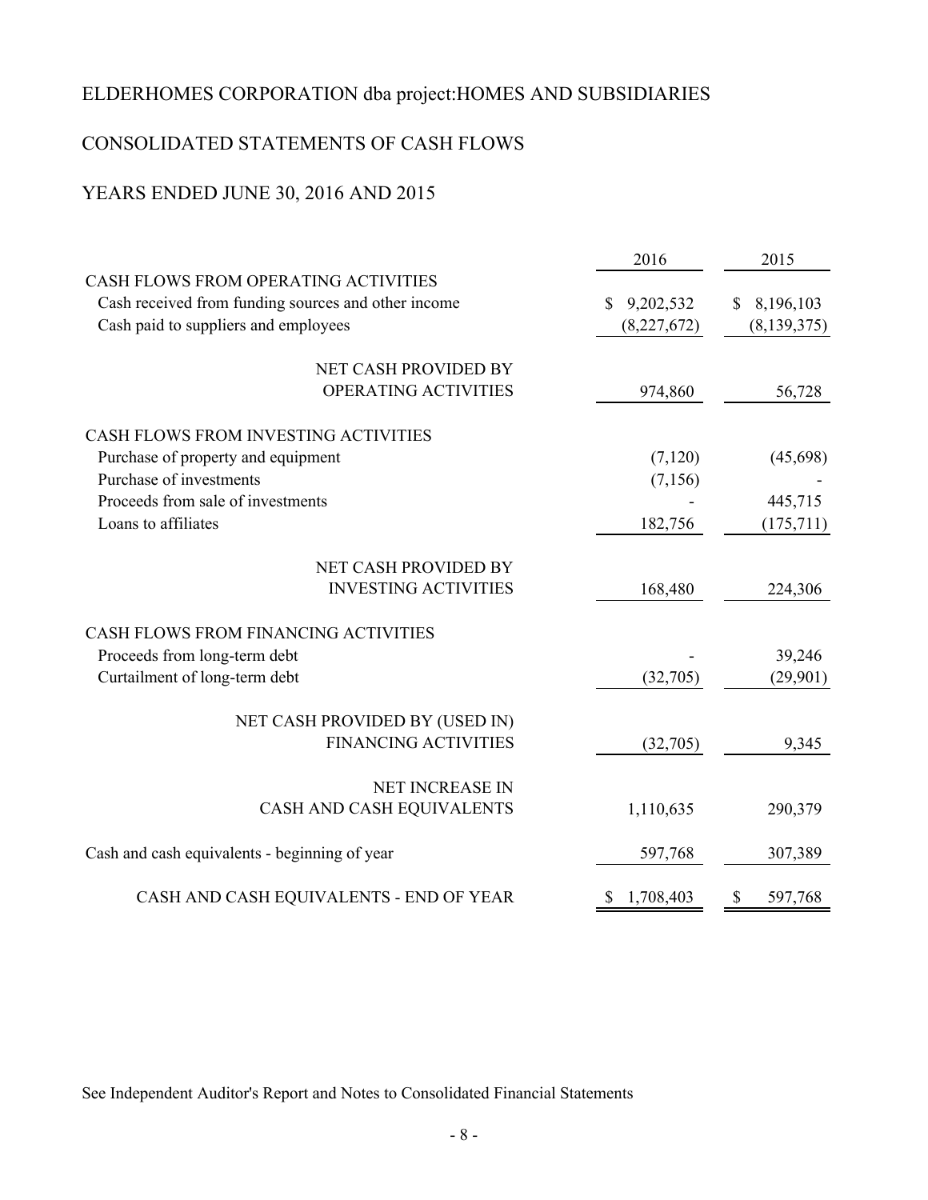# ELDERHOMES CORPORATION dba project:HOMES AND SUBSIDIARIES

## CONSOLIDATED STATEMENTS OF CASH FLOWS

## YEARS ENDED JUNE 30, 2016 AND 2015

| | 2016 | 2015 |
|---|---|---|
| CASH FLOWS FROM OPERATING ACTIVITIES | | |
| Cash received from funding sources and other income | $ 9,202,532 | $ 8,196,103 |
| Cash paid to suppliers and employees | (8,227,672) | (8,139,375) |
| NET CASH PROVIDED BY OPERATING ACTIVITIES | 974,860 | 56,728 |
| CASH FLOWS FROM INVESTING ACTIVITIES | | |
| Purchase of property and equipment | (7,120) | (45,698) |
| Purchase of investments | (7,156) | - |
| Proceeds from sale of investments | - | 445,715 |
| Loans to affiliates | 182,756 | (175,711) |
| NET CASH PROVIDED BY INVESTING ACTIVITIES | 168,480 | 224,306 |
| CASH FLOWS FROM FINANCING ACTIVITIES | | |
| Proceeds from long-term debt | - | 39,246 |
| Curtailment of long-term debt | (32,705) | (29,901) |
| NET CASH PROVIDED BY (USED IN) FINANCING ACTIVITIES | (32,705) | 9,345 |
| NET INCREASE IN CASH AND CASH EQUIVALENTS | 1,110,635 | 290,379 |
| Cash and cash equivalents - beginning of year | 597,768 | 307,389 |
| CASH AND CASH EQUIVALENTS - END OF YEAR | $ 1,708,403 | $ 597,768 |

See Independent Auditor's Report and Notes to Consolidated Financial Statements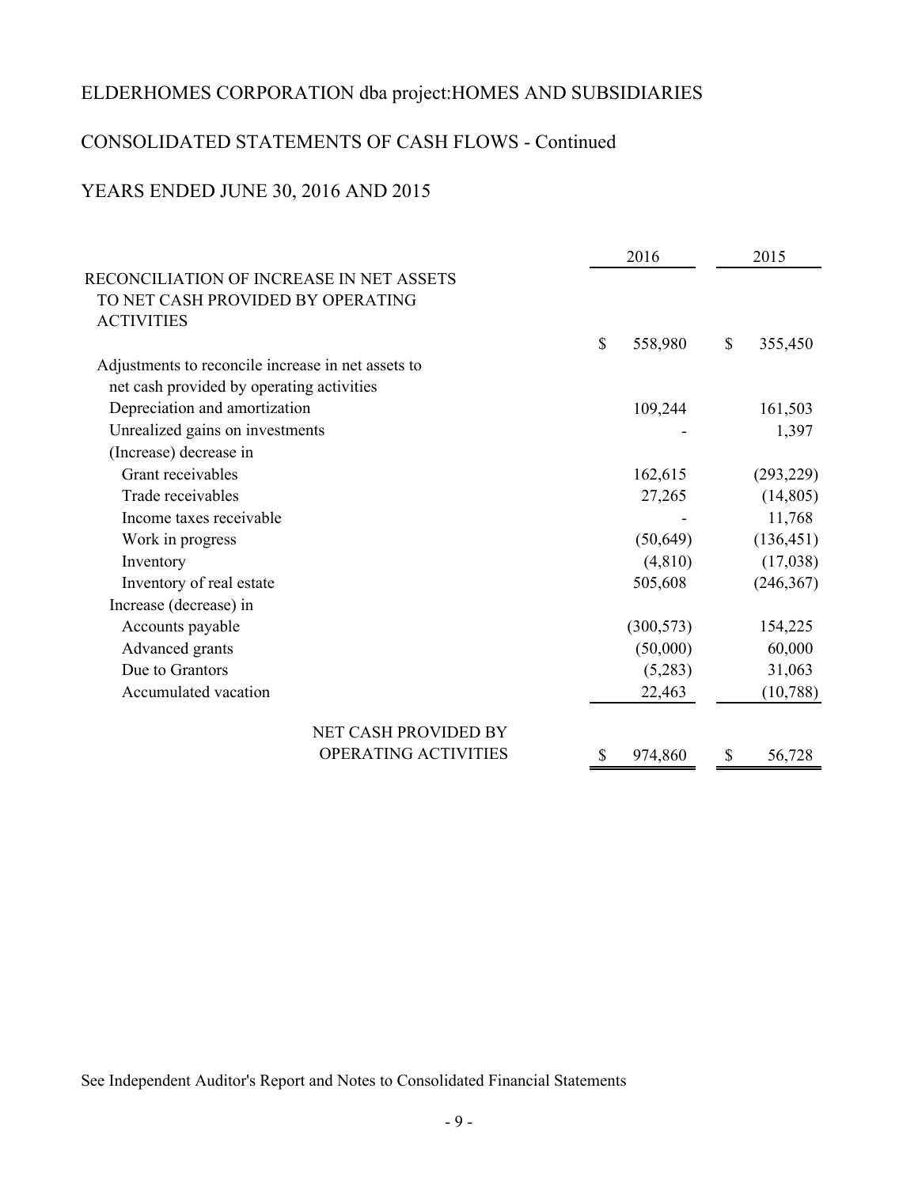# ELDERHOMES CORPORATION dba project:HOMES AND SUBSIDIARIES

## CONSOLIDATED STATEMENTS OF CASH FLOWS - Continued

## YEARS ENDED JUNE 30, 2016 AND 2015

| | 2016 | 2015 |
|---|---|---|
| RECONCILIATION OF INCREASE IN NET ASSETS TO NET CASH PROVIDED BY OPERATING ACTIVITIES | $ 558,980 | $ 355,450 |
| Adjustments to reconcile increase in net assets to net cash provided by operating activities | | |
| Depreciation and amortization | 109,244 | 161,503 |
| Unrealized gains on investments | - | 1,397 |
| (Increase) decrease in | | |
| Grant receivables | 162,615 | (293,229) |
| Trade receivables | 27,265 | (14,805) |
| Income taxes receivable | - | 11,768 |
| Work in progress | (50,649) | (136,451) |
| Inventory | (4,810) | (17,038) |
| Inventory of real estate | 505,608 | (246,367) |
| Increase (decrease) in | | |
| Accounts payable | (300,573) | 154,225 |
| Advanced grants | (50,000) | 60,000 |
| Due to Grantors | (5,283) | 31,063 |
| Accumulated vacation | 22,463 | (10,788) |
| NET CASH PROVIDED BY OPERATING ACTIVITIES | $ 974,860 | $ 56,728 |

See Independent Auditor's Report and Notes to Consolidated Financial Statements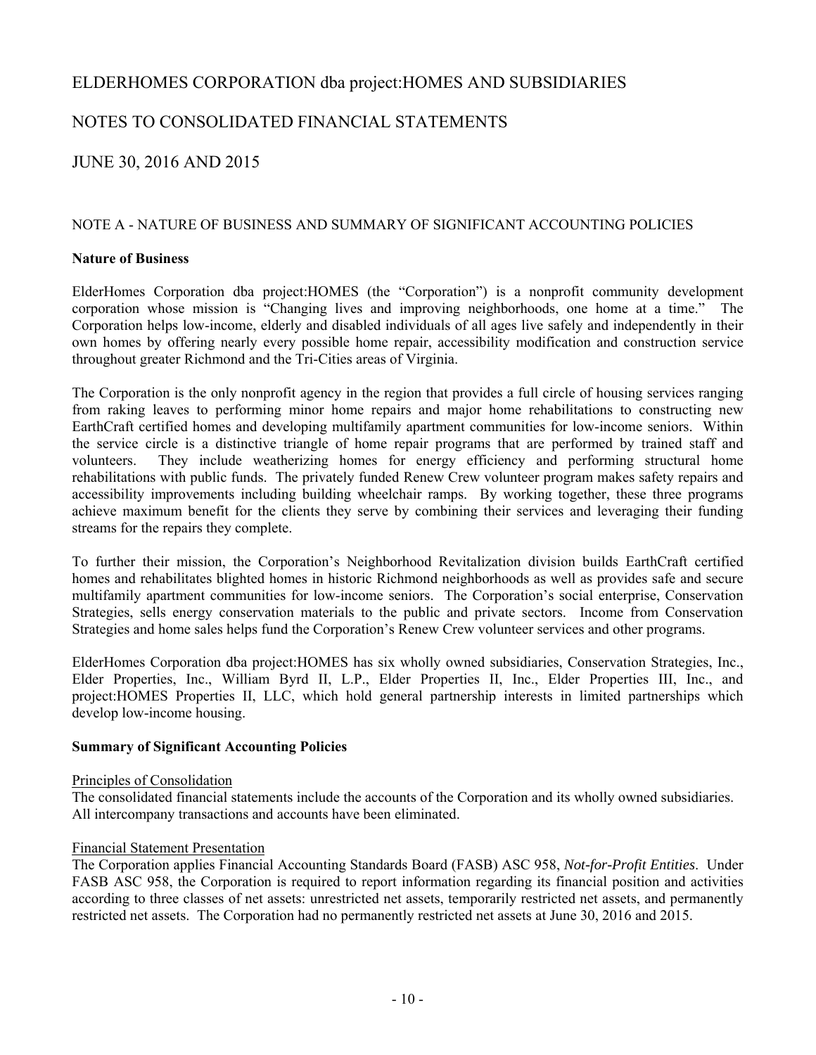# ELDERHOMES CORPORATION dba project:HOMES AND SUBSIDIARIES

## NOTES TO CONSOLIDATED FINANCIAL STATEMENTS

## JUNE 30, 2016 AND 2015

### NOTE A - NATURE OF BUSINESS AND SUMMARY OF SIGNIFICANT ACCOUNTING POLICIES

**Nature of Business**

ElderHomes Corporation dba project:HOMES (the "Corporation") is a nonprofit community development corporation whose mission is "Changing lives and improving neighborhoods, one home at a time." The Corporation helps low-income, elderly and disabled individuals of all ages live safely and independently in their own homes by offering nearly every possible home repair, accessibility modification and construction service throughout greater Richmond and the Tri-Cities areas of Virginia.

The Corporation is the only nonprofit agency in the region that provides a full circle of housing services ranging from raking leaves to performing minor home repairs and major home rehabilitations to constructing new EarthCraft certified homes and developing multifamily apartment communities for low-income seniors. Within the service circle is a distinctive triangle of home repair programs that are performed by trained staff and volunteers. They include weatherizing homes for energy efficiency and performing structural home rehabilitations with public funds. The privately funded Renew Crew volunteer program makes safety repairs and accessibility improvements including building wheelchair ramps. By working together, these three programs achieve maximum benefit for the clients they serve by combining their services and leveraging their funding streams for the repairs they complete.

To further their mission, the Corporation's Neighborhood Revitalization division builds EarthCraft certified homes and rehabilitates blighted homes in historic Richmond neighborhoods as well as provides safe and secure multifamily apartment communities for low-income seniors. The Corporation's social enterprise, Conservation Strategies, sells energy conservation materials to the public and private sectors. Income from Conservation Strategies and home sales helps fund the Corporation's Renew Crew volunteer services and other programs.

ElderHomes Corporation dba project:HOMES has six wholly owned subsidiaries, Conservation Strategies, Inc., Elder Properties, Inc., William Byrd II, L.P., Elder Properties II, Inc., Elder Properties III, Inc., and project:HOMES Properties II, LLC, which hold general partnership interests in limited partnerships which develop low-income housing.

**Summary of Significant Accounting Policies**

Principles of Consolidation

The consolidated financial statements include the accounts of the Corporation and its wholly owned subsidiaries. All intercompany transactions and accounts have been eliminated.

Financial Statement Presentation

The Corporation applies Financial Accounting Standards Board (FASB) ASC 958, *Not-for-Profit Entities*. Under FASB ASC 958, the Corporation is required to report information regarding its financial position and activities according to three classes of net assets: unrestricted net assets, temporarily restricted net assets, and permanently restricted net assets. The Corporation had no permanently restricted net assets at June 30, 2016 and 2015.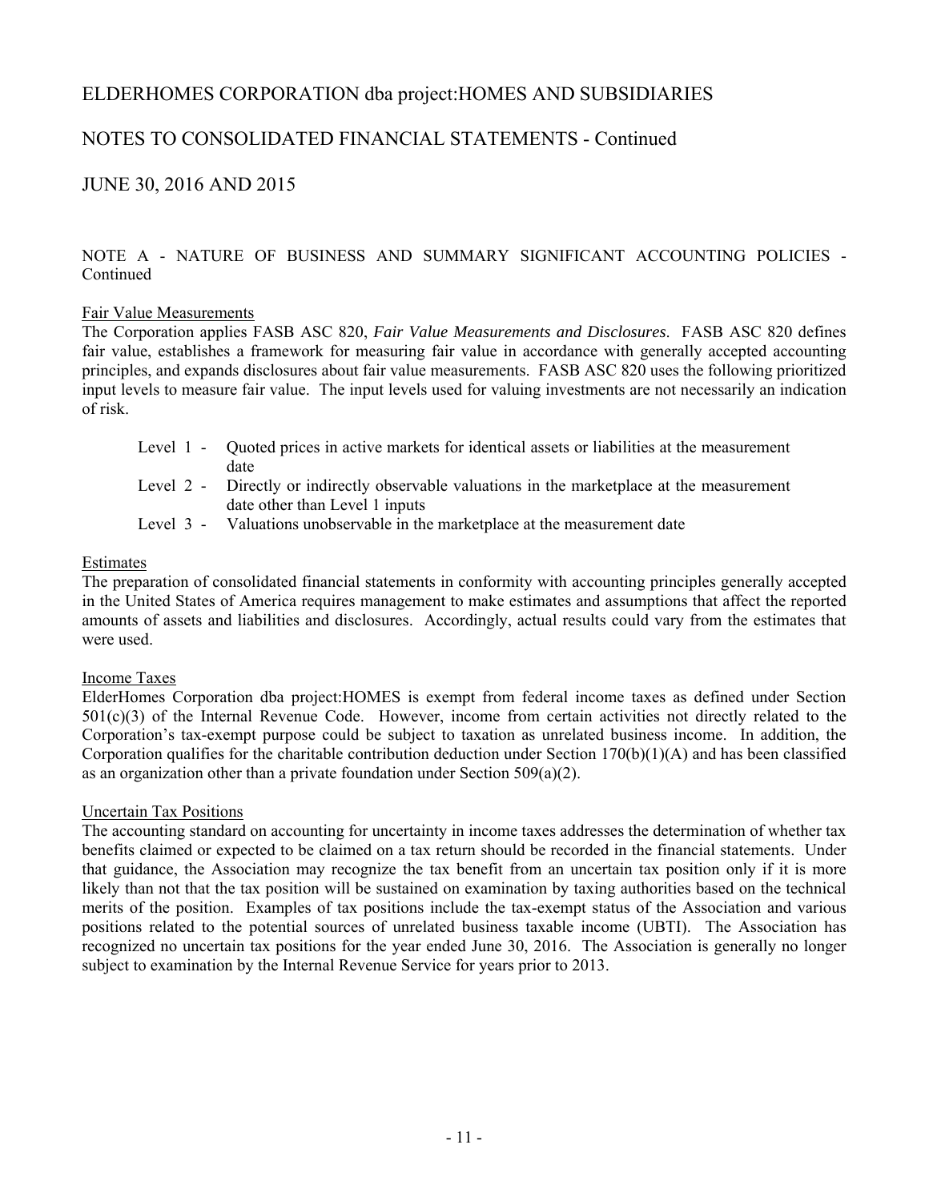# ELDERHOMES CORPORATION dba project:HOMES AND SUBSIDIARIES

## NOTES TO CONSOLIDATED FINANCIAL STATEMENTS - Continued

## JUNE 30, 2016 AND 2015

NOTE A - NATURE OF BUSINESS AND SUMMARY SIGNIFICANT ACCOUNTING POLICIES - Continued

Fair Value Measurements

The Corporation applies FASB ASC 820, *Fair Value Measurements and Disclosures*. FASB ASC 820 defines fair value, establishes a framework for measuring fair value in accordance with generally accepted accounting principles, and expands disclosures about fair value measurements. FASB ASC 820 uses the following prioritized input levels to measure fair value. The input levels used for valuing investments are not necessarily an indication of risk.

- Level 1 - Quoted prices in active markets for identical assets or liabilities at the measurement date
- Level 2 - Directly or indirectly observable valuations in the marketplace at the measurement date other than Level 1 inputs
- Level 3 - Valuations unobservable in the marketplace at the measurement date

Estimates

The preparation of consolidated financial statements in conformity with accounting principles generally accepted in the United States of America requires management to make estimates and assumptions that affect the reported amounts of assets and liabilities and disclosures. Accordingly, actual results could vary from the estimates that were used.

Income Taxes

ElderHomes Corporation dba project:HOMES is exempt from federal income taxes as defined under Section 501(c)(3) of the Internal Revenue Code. However, income from certain activities not directly related to the Corporation's tax-exempt purpose could be subject to taxation as unrelated business income. In addition, the Corporation qualifies for the charitable contribution deduction under Section 170(b)(1)(A) and has been classified as an organization other than a private foundation under Section 509(a)(2).

Uncertain Tax Positions

The accounting standard on accounting for uncertainty in income taxes addresses the determination of whether tax benefits claimed or expected to be claimed on a tax return should be recorded in the financial statements. Under that guidance, the Association may recognize the tax benefit from an uncertain tax position only if it is more likely than not that the tax position will be sustained on examination by taxing authorities based on the technical merits of the position. Examples of tax positions include the tax-exempt status of the Association and various positions related to the potential sources of unrelated business taxable income (UBTI). The Association has recognized no uncertain tax positions for the year ended June 30, 2016. The Association is generally no longer subject to examination by the Internal Revenue Service for years prior to 2013.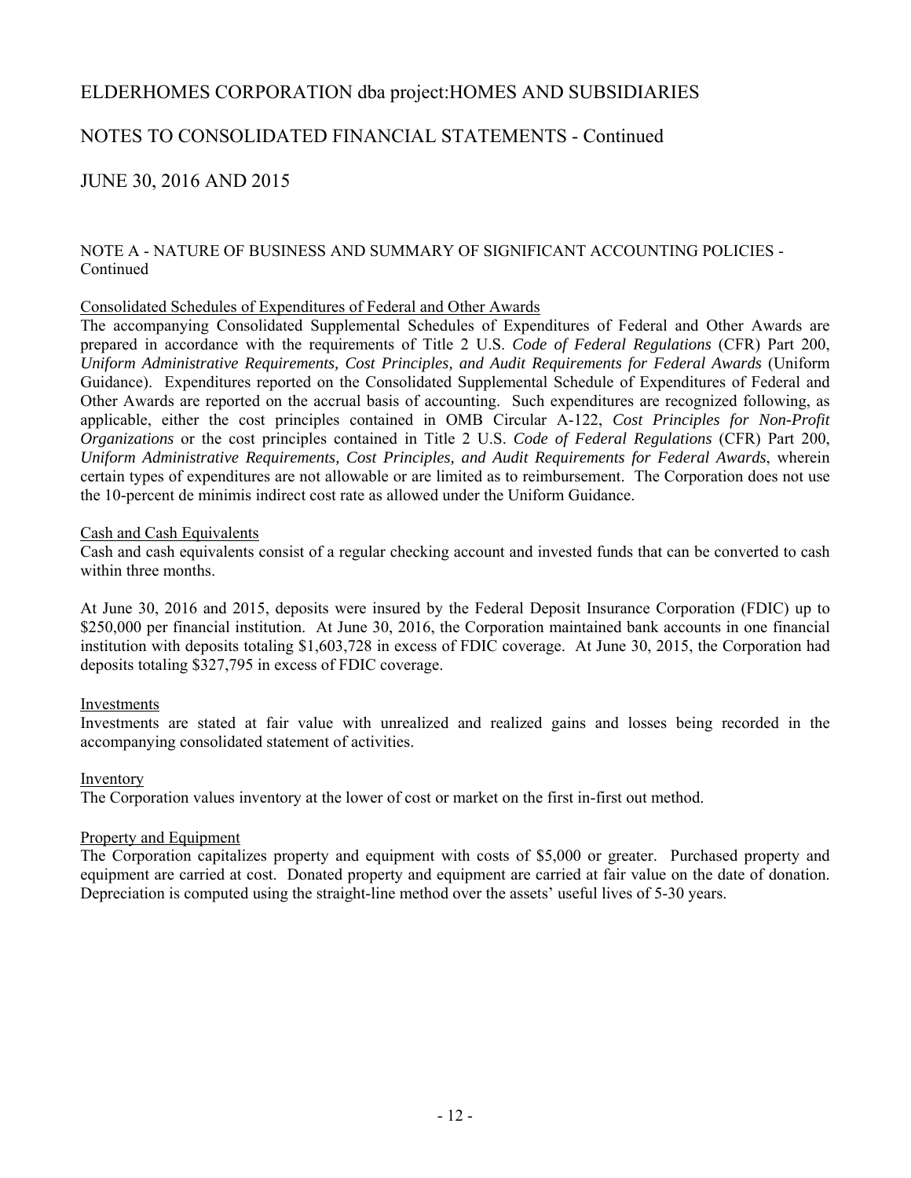# ELDERHOMES CORPORATION dba project:HOMES AND SUBSIDIARIES

## NOTES TO CONSOLIDATED FINANCIAL STATEMENTS - Continued

## JUNE 30, 2016 AND 2015

### NOTE A - NATURE OF BUSINESS AND SUMMARY OF SIGNIFICANT ACCOUNTING POLICIES - Continued

Consolidated Schedules of Expenditures of Federal and Other Awards

The accompanying Consolidated Supplemental Schedules of Expenditures of Federal and Other Awards are prepared in accordance with the requirements of Title 2 U.S. *Code of Federal Regulations* (CFR) Part 200, *Uniform Administrative Requirements, Cost Principles, and Audit Requirements for Federal Awards* (Uniform Guidance). Expenditures reported on the Consolidated Supplemental Schedule of Expenditures of Federal and Other Awards are reported on the accrual basis of accounting. Such expenditures are recognized following, as applicable, either the cost principles contained in OMB Circular A-122, *Cost Principles for Non-Profit Organizations* or the cost principles contained in Title 2 U.S. *Code of Federal Regulations* (CFR) Part 200, *Uniform Administrative Requirements, Cost Principles, and Audit Requirements for Federal Awards*, wherein certain types of expenditures are not allowable or are limited as to reimbursement. The Corporation does not use the 10-percent de minimis indirect cost rate as allowed under the Uniform Guidance.

Cash and Cash Equivalents

Cash and cash equivalents consist of a regular checking account and invested funds that can be converted to cash within three months.

At June 30, 2016 and 2015, deposits were insured by the Federal Deposit Insurance Corporation (FDIC) up to \$250,000 per financial institution. At June 30, 2016, the Corporation maintained bank accounts in one financial institution with deposits totaling \$1,603,728 in excess of FDIC coverage. At June 30, 2015, the Corporation had deposits totaling \$327,795 in excess of FDIC coverage.

Investments

Investments are stated at fair value with unrealized and realized gains and losses being recorded in the accompanying consolidated statement of activities.

Inventory

The Corporation values inventory at the lower of cost or market on the first in-first out method.

Property and Equipment

The Corporation capitalizes property and equipment with costs of \$5,000 or greater. Purchased property and equipment are carried at cost. Donated property and equipment are carried at fair value on the date of donation. Depreciation is computed using the straight-line method over the assets' useful lives of 5-30 years.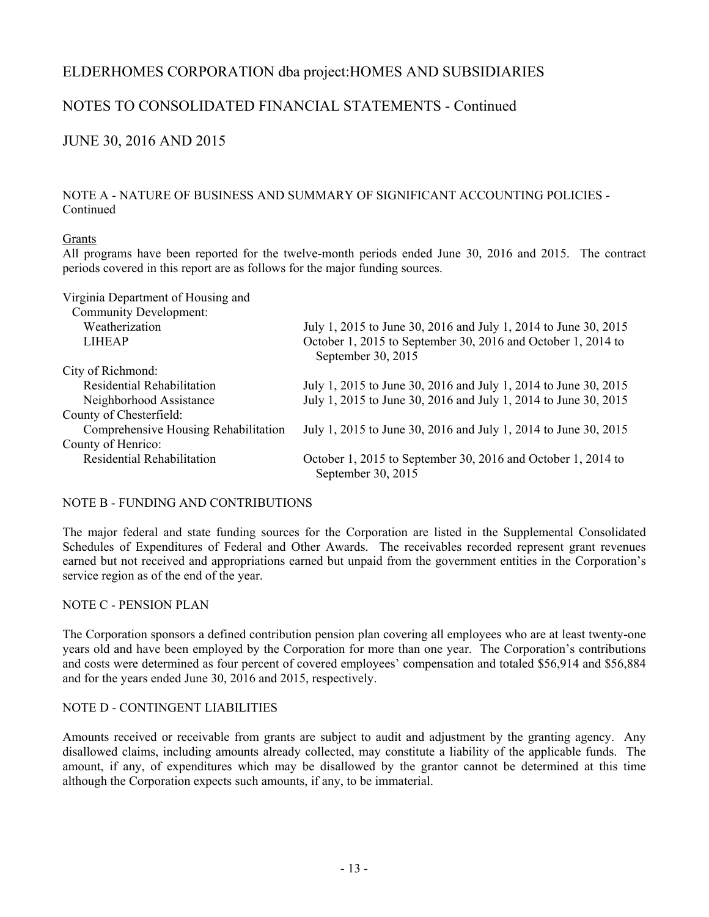# ELDERHOMES CORPORATION dba project:HOMES AND SUBSIDIARIES

## NOTES TO CONSOLIDATED FINANCIAL STATEMENTS - Continued

## JUNE 30, 2016 AND 2015

NOTE A - NATURE OF BUSINESS AND SUMMARY OF SIGNIFICANT ACCOUNTING POLICIES - Continued

Grants

All programs have been reported for the twelve-month periods ended June 30, 2016 and 2015. The contract periods covered in this report are as follows for the major funding sources.

| | |
|---|---|
| Virginia Department of Housing and Community Development: | |
| Weatherization | July 1, 2015 to June 30, 2016 and July 1, 2014 to June 30, 2015 |
| LIHEAP | October 1, 2015 to September 30, 2016 and October 1, 2014 to September 30, 2015 |
| City of Richmond: | |
| Residential Rehabilitation | July 1, 2015 to June 30, 2016 and July 1, 2014 to June 30, 2015 |
| Neighborhood Assistance | July 1, 2015 to June 30, 2016 and July 1, 2014 to June 30, 2015 |
| County of Chesterfield: | |
| Comprehensive Housing Rehabilitation | July 1, 2015 to June 30, 2016 and July 1, 2014 to June 30, 2015 |
| County of Henrico: | |
| Residential Rehabilitation | October 1, 2015 to September 30, 2016 and October 1, 2014 to September 30, 2015 |

NOTE B - FUNDING AND CONTRIBUTIONS

The major federal and state funding sources for the Corporation are listed in the Supplemental Consolidated Schedules of Expenditures of Federal and Other Awards. The receivables recorded represent grant revenues earned but not received and appropriations earned but unpaid from the government entities in the Corporation's service region as of the end of the year.

NOTE C - PENSION PLAN

The Corporation sponsors a defined contribution pension plan covering all employees who are at least twenty-one years old and have been employed by the Corporation for more than one year. The Corporation's contributions and costs were determined as four percent of covered employees' compensation and totaled $56,914 and $56,884 and for the years ended June 30, 2016 and 2015, respectively.

NOTE D - CONTINGENT LIABILITIES

Amounts received or receivable from grants are subject to audit and adjustment by the granting agency. Any disallowed claims, including amounts already collected, may constitute a liability of the applicable funds. The amount, if any, of expenditures which may be disallowed by the grantor cannot be determined at this time although the Corporation expects such amounts, if any, to be immaterial.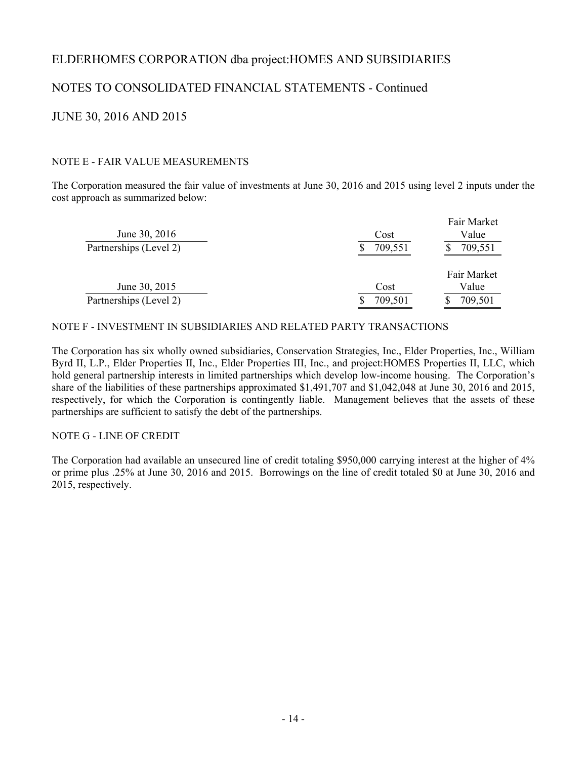# ELDERHOMES CORPORATION dba project:HOMES AND SUBSIDIARIES

## NOTES TO CONSOLIDATED FINANCIAL STATEMENTS - Continued

## JUNE 30, 2016 AND 2015

### NOTE E - FAIR VALUE MEASUREMENTS

The Corporation measured the fair value of investments at June 30, 2016 and 2015 using level 2 inputs under the cost approach as summarized below:

| June 30, 2016 | Cost | Fair Market Value |
|---|---|---|
| Partnerships (Level 2) | $ 709,551 | $ 709,551 |

| June 30, 2015 | Cost | Fair Market Value |
|---|---|---|
| Partnerships (Level 2) | $ 709,501 | $ 709,501 |

### NOTE F - INVESTMENT IN SUBSIDIARIES AND RELATED PARTY TRANSACTIONS

The Corporation has six wholly owned subsidiaries, Conservation Strategies, Inc., Elder Properties, Inc., William Byrd II, L.P., Elder Properties II, Inc., Elder Properties III, Inc., and project:HOMES Properties II, LLC, which hold general partnership interests in limited partnerships which develop low-income housing. The Corporation's share of the liabilities of these partnerships approximated $1,491,707 and $1,042,048 at June 30, 2016 and 2015, respectively, for which the Corporation is contingently liable. Management believes that the assets of these partnerships are sufficient to satisfy the debt of the partnerships.

### NOTE G - LINE OF CREDIT

The Corporation had available an unsecured line of credit totaling $950,000 carrying interest at the higher of 4% or prime plus .25% at June 30, 2016 and 2015. Borrowings on the line of credit totaled $0 at June 30, 2016 and 2015, respectively.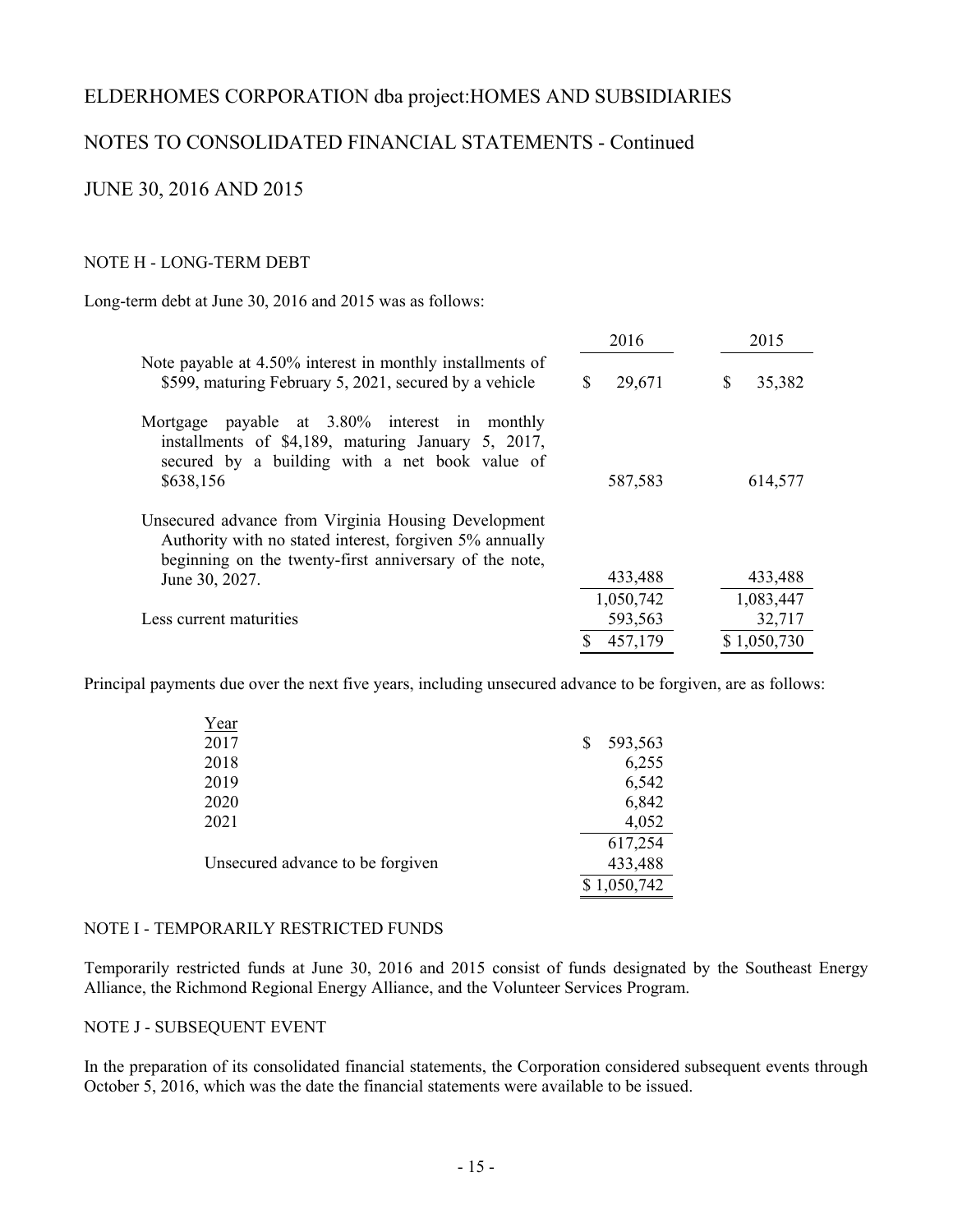# ELDERHOMES CORPORATION dba project:HOMES AND SUBSIDIARIES

## NOTES TO CONSOLIDATED FINANCIAL STATEMENTS - Continued

## JUNE 30, 2016 AND 2015

### NOTE H - LONG-TERM DEBT

Long-term debt at June 30, 2016 and 2015 was as follows:

| | 2016 | 2015 |
|---|---|---|
| Note payable at 4.50% interest in monthly installments of $599, maturing February 5, 2021, secured by a vehicle | $ 29,671 | $ 35,382 |
| Mortgage payable at 3.80% interest in monthly installments of $4,189, maturing January 5, 2017, secured by a building with a net book value of $638,156 | 587,583 | 614,577 |
| Unsecured advance from Virginia Housing Development Authority with no stated interest, forgiven 5% annually beginning on the twenty-first anniversary of the note, June 30, 2027. | 433,488 | 433,488 |
| | 1,050,742 | 1,083,447 |
| Less current maturities | 593,563 | 32,717 |
| | $ 457,179 | $ 1,050,730 |

Principal payments due over the next five years, including unsecured advance to be forgiven, are as follows:

| Year | |
|---|---|
| 2017 | $ 593,563 |
| 2018 | 6,255 |
| 2019 | 6,542 |
| 2020 | 6,842 |
| 2021 | 4,052 |
| | 617,254 |
| Unsecured advance to be forgiven | 433,488 |
| | $ 1,050,742 |

### NOTE I - TEMPORARILY RESTRICTED FUNDS

Temporarily restricted funds at June 30, 2016 and 2015 consist of funds designated by the Southeast Energy Alliance, the Richmond Regional Energy Alliance, and the Volunteer Services Program.

### NOTE J - SUBSEQUENT EVENT

In the preparation of its consolidated financial statements, the Corporation considered subsequent events through October 5, 2016, which was the date the financial statements were available to be issued.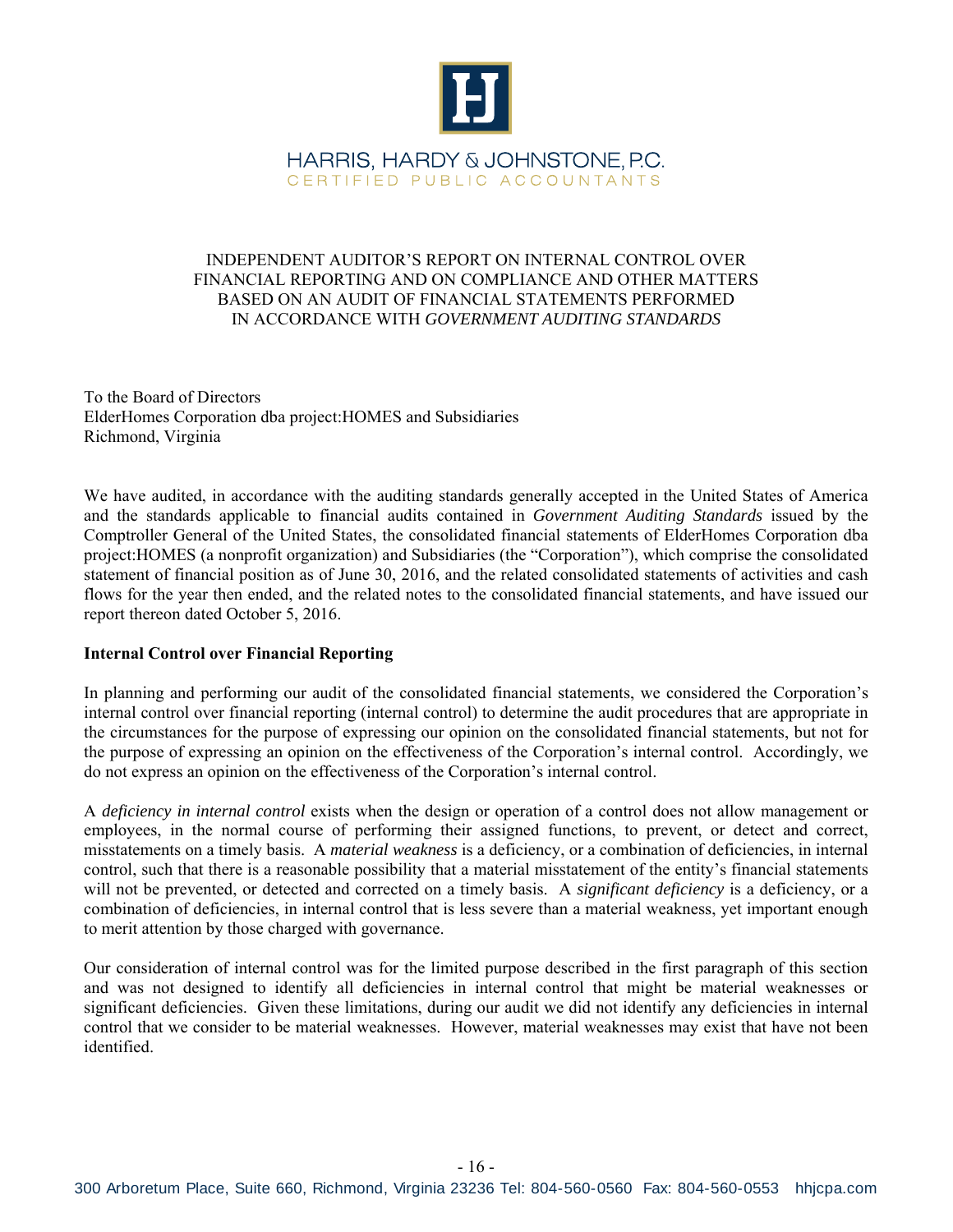HARRIS, HARDY & JOHNSTONE, P.C.
CERTIFIED PUBLIC ACCOUNTANTS

# INDEPENDENT AUDITOR'S REPORT ON INTERNAL CONTROL OVER FINANCIAL REPORTING AND ON COMPLIANCE AND OTHER MATTERS BASED ON AN AUDIT OF FINANCIAL STATEMENTS PERFORMED IN ACCORDANCE WITH *GOVERNMENT AUDITING STANDARDS*

To the Board of Directors
ElderHomes Corporation dba project:HOMES and Subsidiaries
Richmond, Virginia

We have audited, in accordance with the auditing standards generally accepted in the United States of America and the standards applicable to financial audits contained in *Government Auditing Standards* issued by the Comptroller General of the United States, the consolidated financial statements of ElderHomes Corporation dba project:HOMES (a nonprofit organization) and Subsidiaries (the "Corporation"), which comprise the consolidated statement of financial position as of June 30, 2016, and the related consolidated statements of activities and cash flows for the year then ended, and the related notes to the consolidated financial statements, and have issued our report thereon dated October 5, 2016.

**Internal Control over Financial Reporting**

In planning and performing our audit of the consolidated financial statements, we considered the Corporation's internal control over financial reporting (internal control) to determine the audit procedures that are appropriate in the circumstances for the purpose of expressing our opinion on the consolidated financial statements, but not for the purpose of expressing an opinion on the effectiveness of the Corporation's internal control. Accordingly, we do not express an opinion on the effectiveness of the Corporation's internal control.

A *deficiency in internal control* exists when the design or operation of a control does not allow management or employees, in the normal course of performing their assigned functions, to prevent, or detect and correct, misstatements on a timely basis. A *material weakness* is a deficiency, or a combination of deficiencies, in internal control, such that there is a reasonable possibility that a material misstatement of the entity's financial statements will not be prevented, or detected and corrected on a timely basis. A *significant deficiency* is a deficiency, or a combination of deficiencies, in internal control that is less severe than a material weakness, yet important enough to merit attention by those charged with governance.

Our consideration of internal control was for the limited purpose described in the first paragraph of this section and was not designed to identify all deficiencies in internal control that might be material weaknesses or significant deficiencies. Given these limitations, during our audit we did not identify any deficiencies in internal control that we consider to be material weaknesses. However, material weaknesses may exist that have not been identified.

300 Arboretum Place, Suite 660, Richmond, Virginia 23236 Tel: 804-560-0560 Fax: 804-560-0553 hhjcpa.com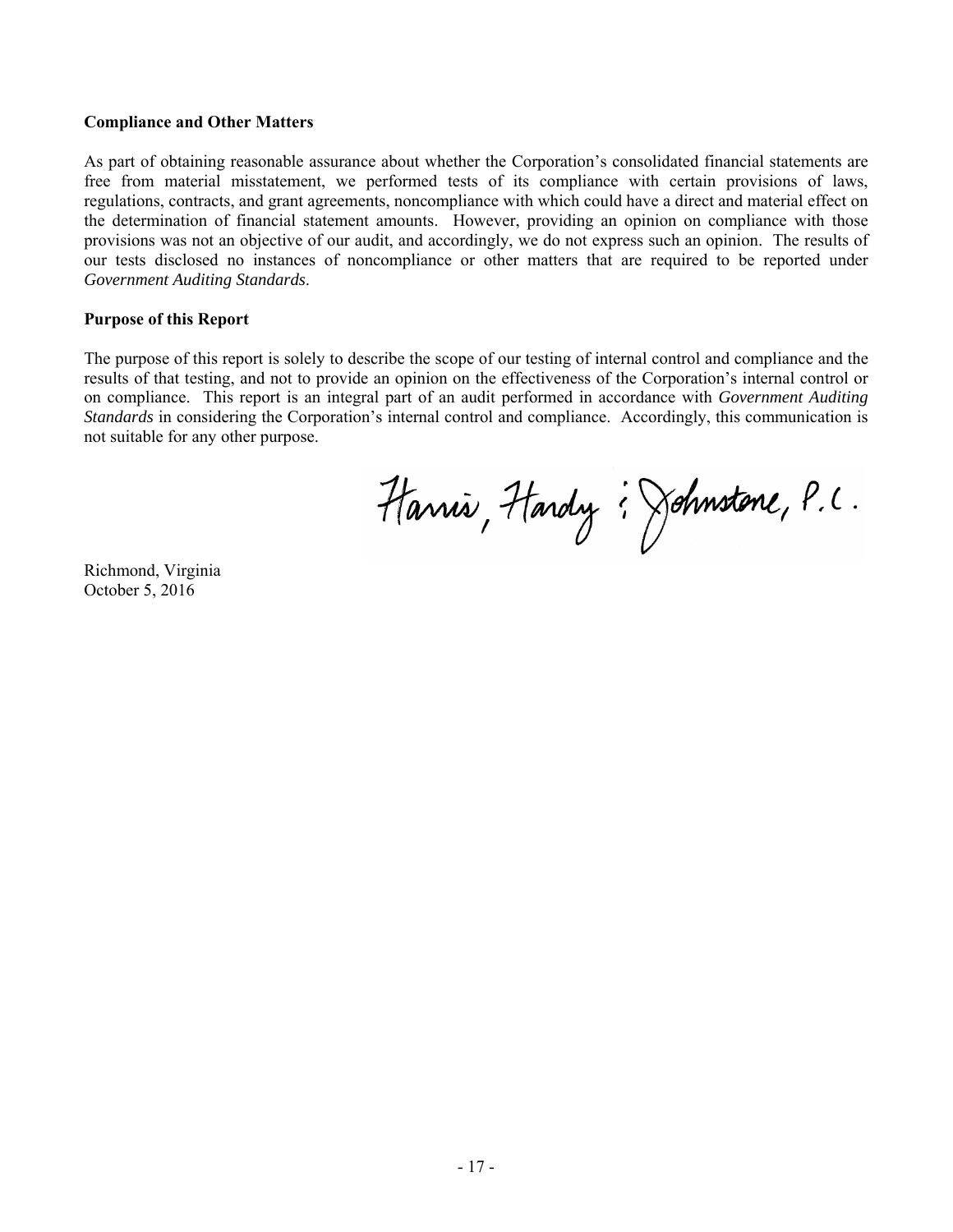**Compliance and Other Matters**

As part of obtaining reasonable assurance about whether the Corporation's consolidated financial statements are free from material misstatement, we performed tests of its compliance with certain provisions of laws, regulations, contracts, and grant agreements, noncompliance with which could have a direct and material effect on the determination of financial statement amounts. However, providing an opinion on compliance with those provisions was not an objective of our audit, and accordingly, we do not express such an opinion. The results of our tests disclosed no instances of noncompliance or other matters that are required to be reported under *Government Auditing Standards*.

**Purpose of this Report**

The purpose of this report is solely to describe the scope of our testing of internal control and compliance and the results of that testing, and not to provide an opinion on the effectiveness of the Corporation's internal control or on compliance. This report is an integral part of an audit performed in accordance with *Government Auditing Standards* in considering the Corporation's internal control and compliance. Accordingly, this communication is not suitable for any other purpose.

Harris, Hardy & Johnstone, P.C.

Richmond, Virginia
October 5, 2016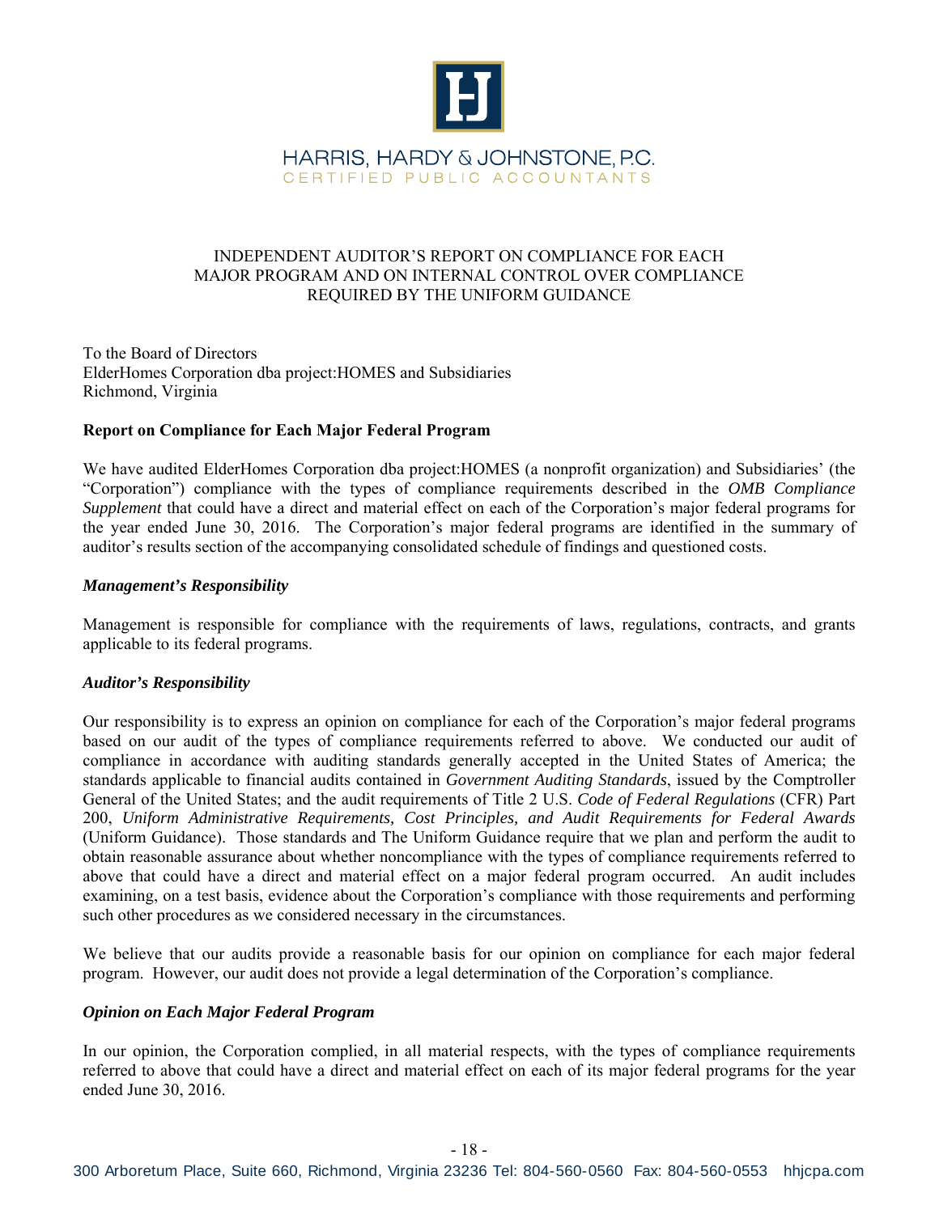HARRIS, HARDY & JOHNSTONE, P.C.
CERTIFIED PUBLIC ACCOUNTANTS

# INDEPENDENT AUDITOR'S REPORT ON COMPLIANCE FOR EACH MAJOR PROGRAM AND ON INTERNAL CONTROL OVER COMPLIANCE REQUIRED BY THE UNIFORM GUIDANCE

To the Board of Directors
ElderHomes Corporation dba project:HOMES and Subsidiaries
Richmond, Virginia

## Report on Compliance for Each Major Federal Program

We have audited ElderHomes Corporation dba project:HOMES (a nonprofit organization) and Subsidiaries' (the "Corporation") compliance with the types of compliance requirements described in the *OMB Compliance Supplement* that could have a direct and material effect on each of the Corporation's major federal programs for the year ended June 30, 2016. The Corporation's major federal programs are identified in the summary of auditor's results section of the accompanying consolidated schedule of findings and questioned costs.

### *Management's Responsibility*

Management is responsible for compliance with the requirements of laws, regulations, contracts, and grants applicable to its federal programs.

### *Auditor's Responsibility*

Our responsibility is to express an opinion on compliance for each of the Corporation's major federal programs based on our audit of the types of compliance requirements referred to above. We conducted our audit of compliance in accordance with auditing standards generally accepted in the United States of America; the standards applicable to financial audits contained in *Government Auditing Standards*, issued by the Comptroller General of the United States; and the audit requirements of Title 2 U.S. *Code of Federal Regulations* (CFR) Part 200, *Uniform Administrative Requirements, Cost Principles, and Audit Requirements for Federal Awards* (Uniform Guidance). Those standards and The Uniform Guidance require that we plan and perform the audit to obtain reasonable assurance about whether noncompliance with the types of compliance requirements referred to above that could have a direct and material effect on a major federal program occurred. An audit includes examining, on a test basis, evidence about the Corporation's compliance with those requirements and performing such other procedures as we considered necessary in the circumstances.

We believe that our audits provide a reasonable basis for our opinion on compliance for each major federal program. However, our audit does not provide a legal determination of the Corporation's compliance.

### *Opinion on Each Major Federal Program*

In our opinion, the Corporation complied, in all material respects, with the types of compliance requirements referred to above that could have a direct and material effect on each of its major federal programs for the year ended June 30, 2016.

300 Arboretum Place, Suite 660, Richmond, Virginia 23236 Tel: 804-560-0560 Fax: 804-560-0553 hhjcpa.com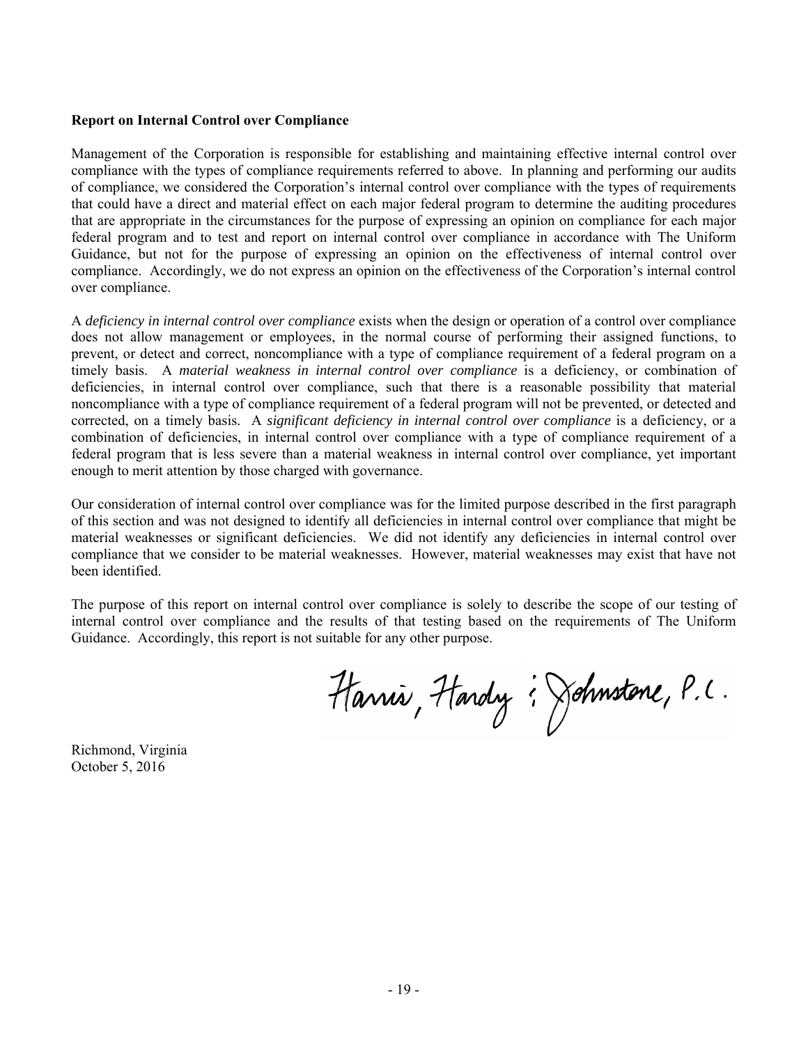**Report on Internal Control over Compliance**

Management of the Corporation is responsible for establishing and maintaining effective internal control over compliance with the types of compliance requirements referred to above. In planning and performing our audits of compliance, we considered the Corporation's internal control over compliance with the types of requirements that could have a direct and material effect on each major federal program to determine the auditing procedures that are appropriate in the circumstances for the purpose of expressing an opinion on compliance for each major federal program and to test and report on internal control over compliance in accordance with The Uniform Guidance, but not for the purpose of expressing an opinion on the effectiveness of internal control over compliance. Accordingly, we do not express an opinion on the effectiveness of the Corporation's internal control over compliance.

A *deficiency in internal control over compliance* exists when the design or operation of a control over compliance does not allow management or employees, in the normal course of performing their assigned functions, to prevent, or detect and correct, noncompliance with a type of compliance requirement of a federal program on a timely basis. A *material weakness in internal control over compliance* is a deficiency, or combination of deficiencies, in internal control over compliance, such that there is a reasonable possibility that material noncompliance with a type of compliance requirement of a federal program will not be prevented, or detected and corrected, on a timely basis. A *significant deficiency in internal control over compliance* is a deficiency, or a combination of deficiencies, in internal control over compliance with a type of compliance requirement of a federal program that is less severe than a material weakness in internal control over compliance, yet important enough to merit attention by those charged with governance.

Our consideration of internal control over compliance was for the limited purpose described in the first paragraph of this section and was not designed to identify all deficiencies in internal control over compliance that might be material weaknesses or significant deficiencies. We did not identify any deficiencies in internal control over compliance that we consider to be material weaknesses. However, material weaknesses may exist that have not been identified.

The purpose of this report on internal control over compliance is solely to describe the scope of our testing of internal control over compliance and the results of that testing based on the requirements of The Uniform Guidance. Accordingly, this report is not suitable for any other purpose.

Harris, Hardy & Johnstone, P.C.

Richmond, Virginia
October 5, 2016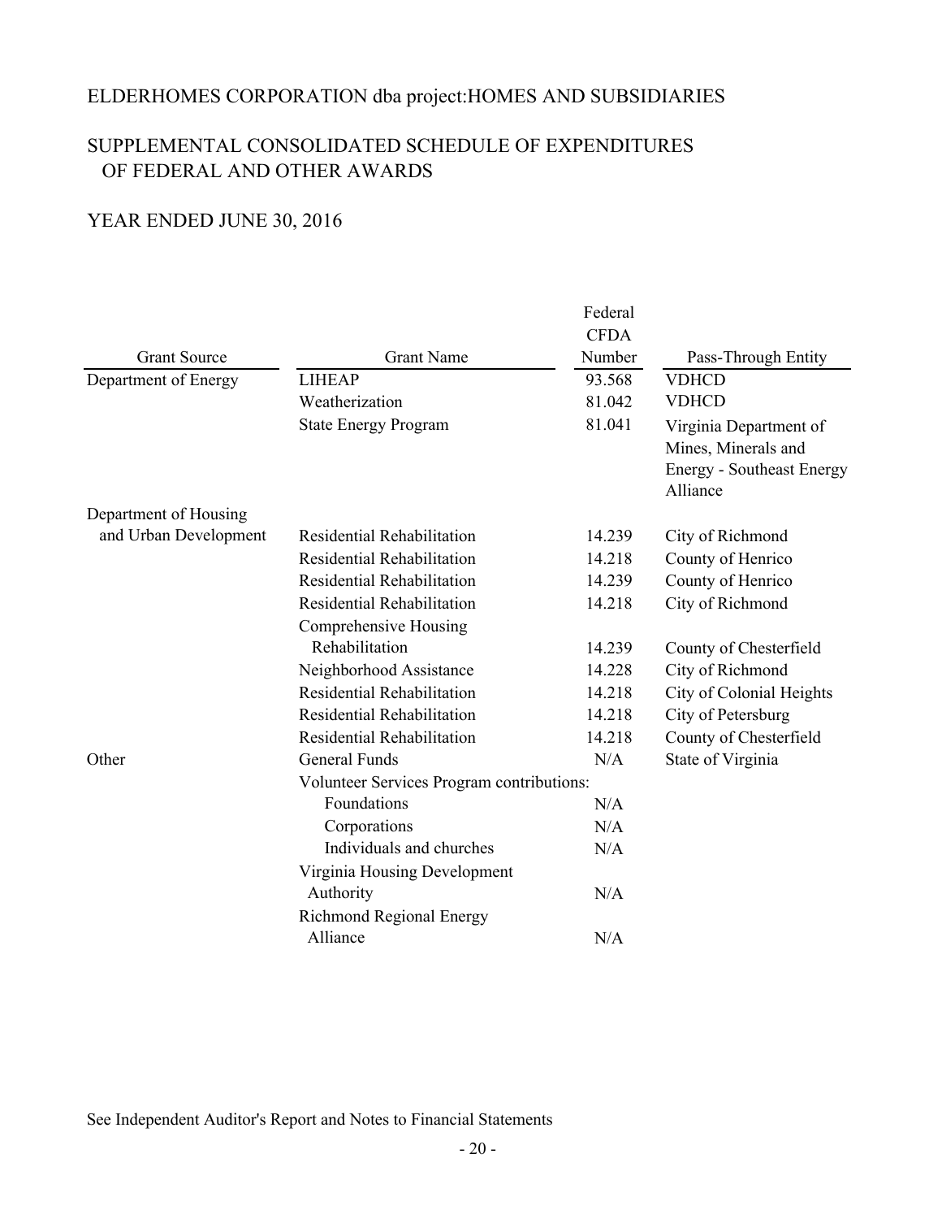ELDERHOMES CORPORATION dba project:HOMES AND SUBSIDIARIES

SUPPLEMENTAL CONSOLIDATED SCHEDULE OF EXPENDITURES OF FEDERAL AND OTHER AWARDS

YEAR ENDED JUNE 30, 2016

| Grant Source | Grant Name | Federal CFDA Number | Pass-Through Entity |
|---|---|---|---|
| Department of Energy | LIHEAP | 93.568 | VDHCD |
| | Weatherization | 81.042 | VDHCD |
| | State Energy Program | 81.041 | Virginia Department of Mines, Minerals and Energy - Southeast Energy Alliance |
| Department of Housing and Urban Development | Residential Rehabilitation | 14.239 | City of Richmond |
| | Residential Rehabilitation | 14.218 | County of Henrico |
| | Residential Rehabilitation | 14.239 | County of Henrico |
| | Residential Rehabilitation | 14.218 | City of Richmond |
| | Comprehensive Housing Rehabilitation | 14.239 | County of Chesterfield |
| | Neighborhood Assistance | 14.228 | City of Richmond |
| | Residential Rehabilitation | 14.218 | City of Colonial Heights |
| | Residential Rehabilitation | 14.218 | City of Petersburg |
| | Residential Rehabilitation | 14.218 | County of Chesterfield |
| Other | General Funds | N/A | State of Virginia |
| | Volunteer Services Program contributions: | | |
| | Foundations | N/A | |
| | Corporations | N/A | |
| | Individuals and churches | N/A | |
| | Virginia Housing Development Authority | N/A | |
| | Richmond Regional Energy Alliance | N/A | |

See Independent Auditor's Report and Notes to Financial Statements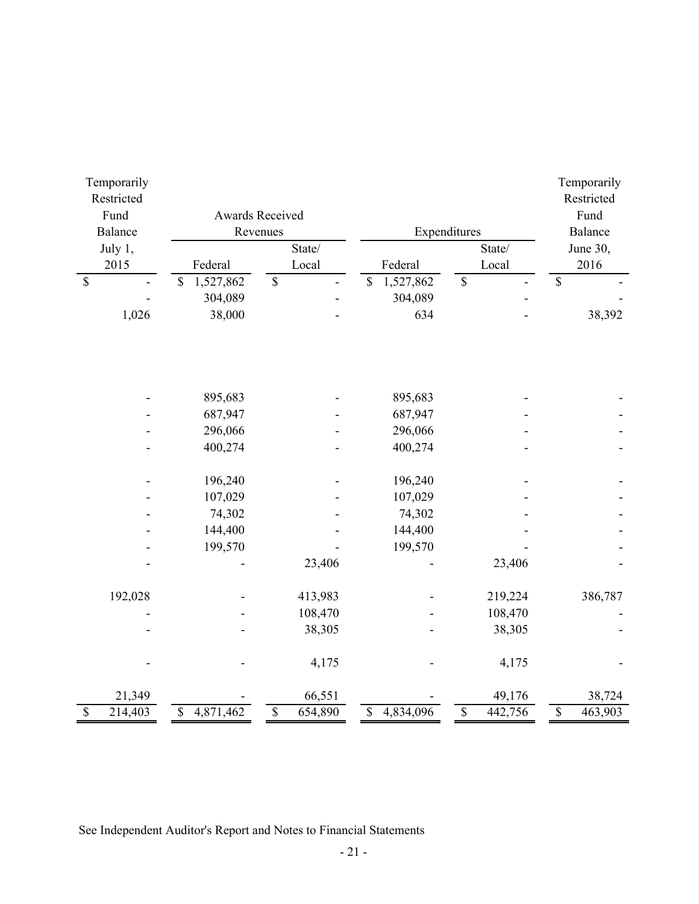| Temporarily Restricted Fund Balance July 1, 2015 | Awards Received Revenues | | Expenditures | | Temporarily Restricted Fund Balance June 30, 2016 |
|---|---|---|---|---|---|
| | Federal | State/ Local | Federal | State/ Local | |
| $ - | $ 1,527,862 | $ - | $ 1,527,862 | $ - | $ - |
| - | 304,089 | - | 304,089 | - | - |
| 1,026 | 38,000 | - | 634 | - | 38,392 |
| | | | | | |
| - | 895,683 | - | 895,683 | - | - |
| - | 687,947 | - | 687,947 | - | - |
| - | 296,066 | - | 296,066 | - | - |
| - | 400,274 | - | 400,274 | - | - |
| | | | | | |
| - | 196,240 | - | 196,240 | - | - |
| - | 107,029 | - | 107,029 | - | - |
| - | 74,302 | - | 74,302 | - | - |
| - | 144,400 | - | 144,400 | - | - |
| - | 199,570 | - | 199,570 | - | - |
| - | - | 23,406 | - | 23,406 | - |
| | | | | | |
| 192,028 | - | 413,983 | - | 219,224 | 386,787 |
| - | - | 108,470 | - | 108,470 | - |
| - | - | 38,305 | - | 38,305 | - |
| | | | | | |
| - | - | 4,175 | - | 4,175 | - |
| | | | | | |
| 21,349 | - | 66,551 | - | 49,176 | 38,724 |
| $ 214,403 | $ 4,871,462 | $ 654,890 | $ 4,834,096 | $ 442,756 | $ 463,903 |

See Independent Auditor's Report and Notes to Financial Statements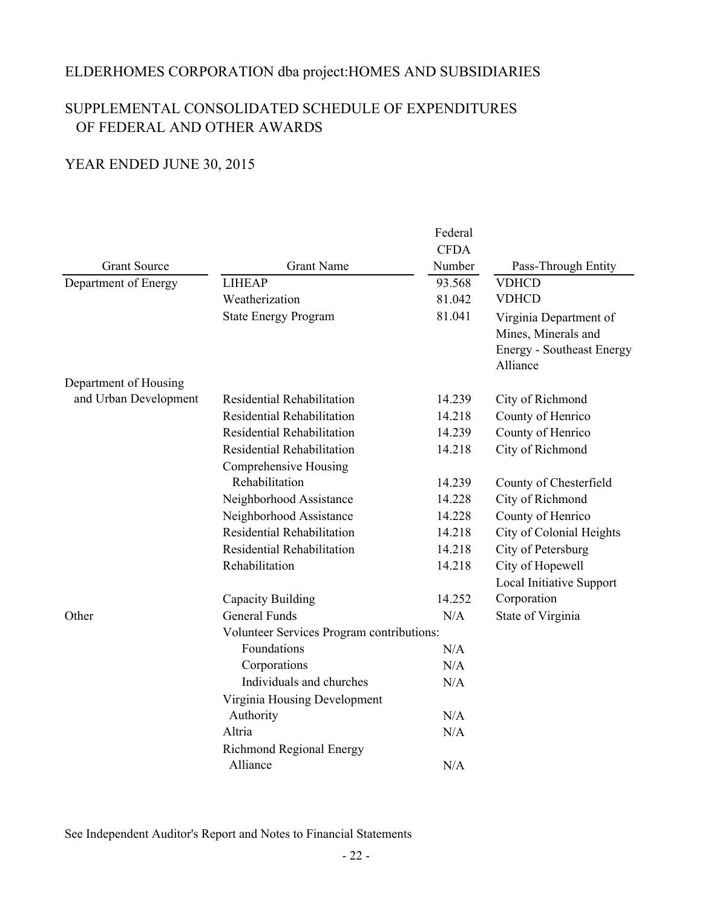ELDERHOMES CORPORATION dba project:HOMES AND SUBSIDIARIES

SUPPLEMENTAL CONSOLIDATED SCHEDULE OF EXPENDITURES OF FEDERAL AND OTHER AWARDS

YEAR ENDED JUNE 30, 2015

| Grant Source | Grant Name | Federal CFDA Number | Pass-Through Entity |
|---|---|---|---|
| Department of Energy | LIHEAP | 93.568 | VDHCD |
| | Weatherization | 81.042 | VDHCD |
| | State Energy Program | 81.041 | Virginia Department of Mines, Minerals and Energy - Southeast Energy Alliance |
| Department of Housing and Urban Development | Residential Rehabilitation | 14.239 | City of Richmond |
| | Residential Rehabilitation | 14.218 | County of Henrico |
| | Residential Rehabilitation | 14.239 | County of Henrico |
| | Residential Rehabilitation | 14.218 | City of Richmond |
| | Comprehensive Housing Rehabilitation | 14.239 | County of Chesterfield |
| | Neighborhood Assistance | 14.228 | City of Richmond |
| | Neighborhood Assistance | 14.228 | County of Henrico |
| | Residential Rehabilitation | 14.218 | City of Colonial Heights |
| | Residential Rehabilitation | 14.218 | City of Petersburg |
| | Rehabilitation | 14.218 | City of Hopewell |
| | Capacity Building | 14.252 | Local Initiative Support Corporation |
| Other | General Funds | N/A | State of Virginia |
| | Volunteer Services Program contributions: | | |
| | Foundations | N/A | |
| | Corporations | N/A | |
| | Individuals and churches | N/A | |
| | Virginia Housing Development Authority | N/A | |
| | Altria | N/A | |
| | Richmond Regional Energy Alliance | N/A | |

See Independent Auditor's Report and Notes to Financial Statements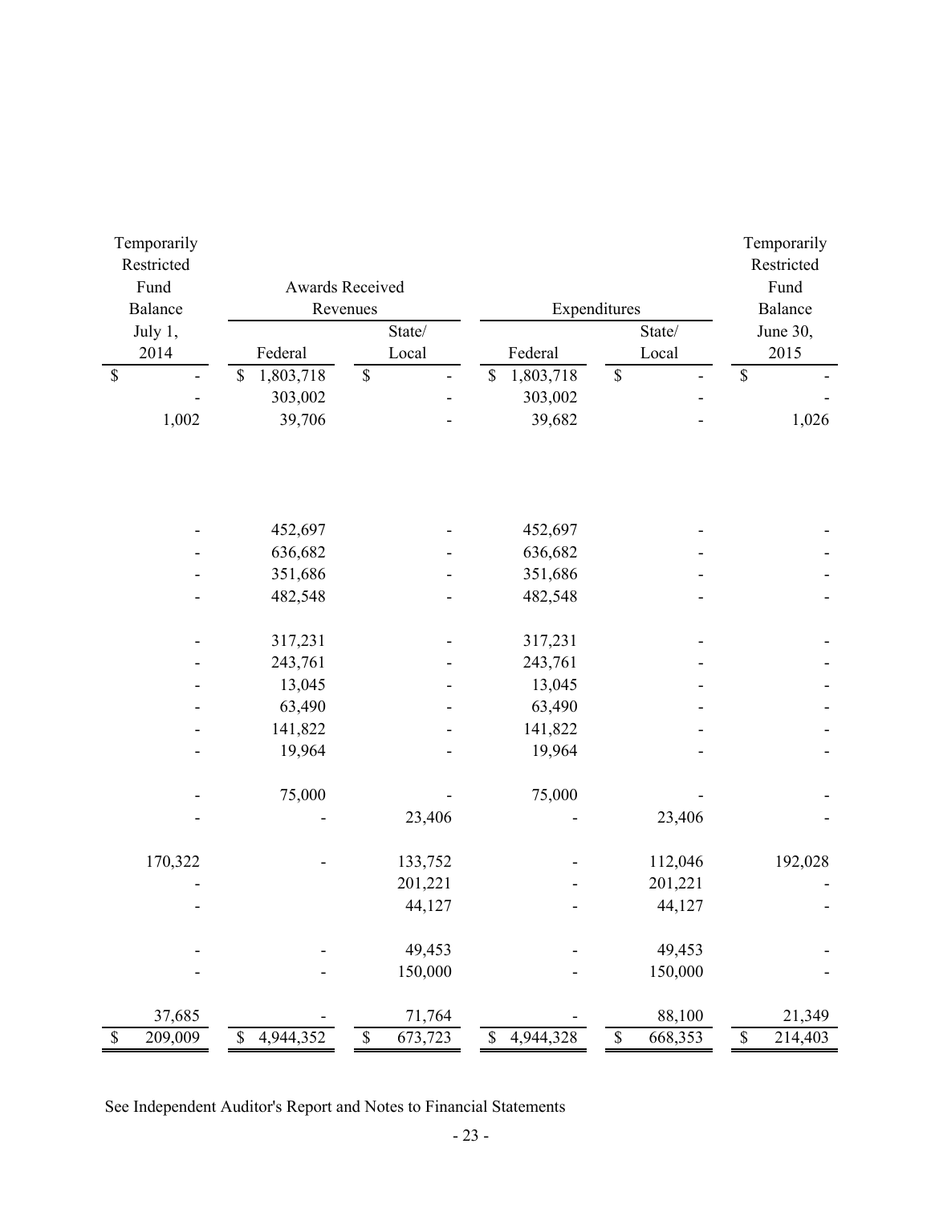| Temporarily Restricted Fund Balance July 1, 2014 | Awards Received Revenues Federal | Awards Received Revenues State/ Local | Expenditures Federal | Expenditures State/ Local | Temporarily Restricted Fund Balance June 30, 2015 |
|---|---|---|---|---|---|
| $ - | $ 1,803,718 | $ - | $ 1,803,718 | $ - | $ - |
| - | 303,002 | - | 303,002 | - | - |
| 1,002 | 39,706 | - | 39,682 | - | 1,026 |
| | | | | | |
| - | 452,697 | - | 452,697 | - | - |
| - | 636,682 | - | 636,682 | - | - |
| - | 351,686 | - | 351,686 | - | - |
| - | 482,548 | - | 482,548 | - | - |
| | | | | | |
| - | 317,231 | - | 317,231 | - | - |
| - | 243,761 | - | 243,761 | - | - |
| - | 13,045 | - | 13,045 | - | - |
| - | 63,490 | - | 63,490 | - | - |
| - | 141,822 | - | 141,822 | - | - |
| - | 19,964 | - | 19,964 | - | - |
| | | | | | |
| - | 75,000 | - | 75,000 | - | - |
| - | - | 23,406 | - | 23,406 | - |
| | | | | | |
| 170,322 | - | 133,752 | - | 112,046 | 192,028 |
| - | | 201,221 | - | 201,221 | - |
| - | | 44,127 | - | 44,127 | - |
| | | | | | |
| - | - | 49,453 | - | 49,453 | - |
| - | - | 150,000 | - | 150,000 | - |
| | | | | | |
| 37,685 | - | 71,764 | - | 88,100 | 21,349 |
| $ 209,009 | $ 4,944,352 | $ 673,723 | $ 4,944,328 | $ 668,353 | $ 214,403 |

See Independent Auditor's Report and Notes to Financial Statements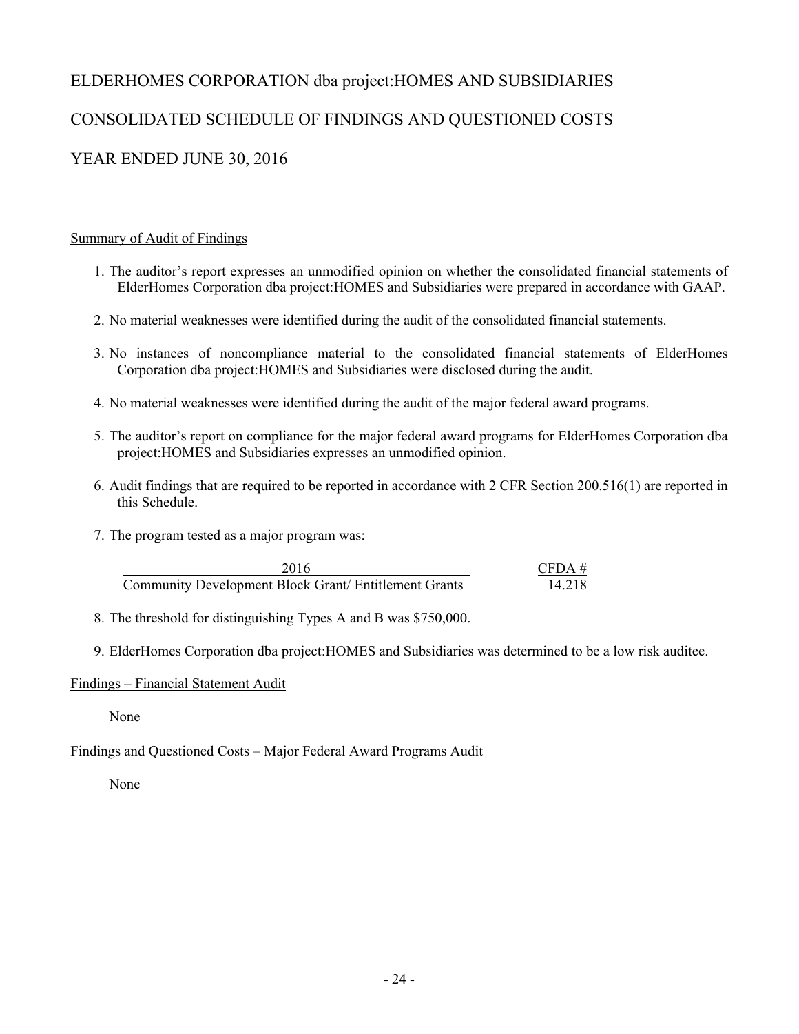# ELDERHOMES CORPORATION dba project:HOMES AND SUBSIDIARIES

# CONSOLIDATED SCHEDULE OF FINDINGS AND QUESTIONED COSTS

# YEAR ENDED JUNE 30, 2016

Summary of Audit of Findings

1. The auditor's report expresses an unmodified opinion on whether the consolidated financial statements of ElderHomes Corporation dba project:HOMES and Subsidiaries were prepared in accordance with GAAP.

2. No material weaknesses were identified during the audit of the consolidated financial statements.

3. No instances of noncompliance material to the consolidated financial statements of ElderHomes Corporation dba project:HOMES and Subsidiaries were disclosed during the audit.

4. No material weaknesses were identified during the audit of the major federal award programs.

5. The auditor's report on compliance for the major federal award programs for ElderHomes Corporation dba project:HOMES and Subsidiaries expresses an unmodified opinion.

6. Audit findings that are required to be reported in accordance with 2 CFR Section 200.516(1) are reported in this Schedule.

7. The program tested as a major program was:

| 2016 | CFDA # |
|---|---|
| Community Development Block Grant/ Entitlement Grants | 14.218 |

8. The threshold for distinguishing Types A and B was $750,000.

9. ElderHomes Corporation dba project:HOMES and Subsidiaries was determined to be a low risk auditee.

Findings – Financial Statement Audit

None

Findings and Questioned Costs – Major Federal Award Programs Audit

None